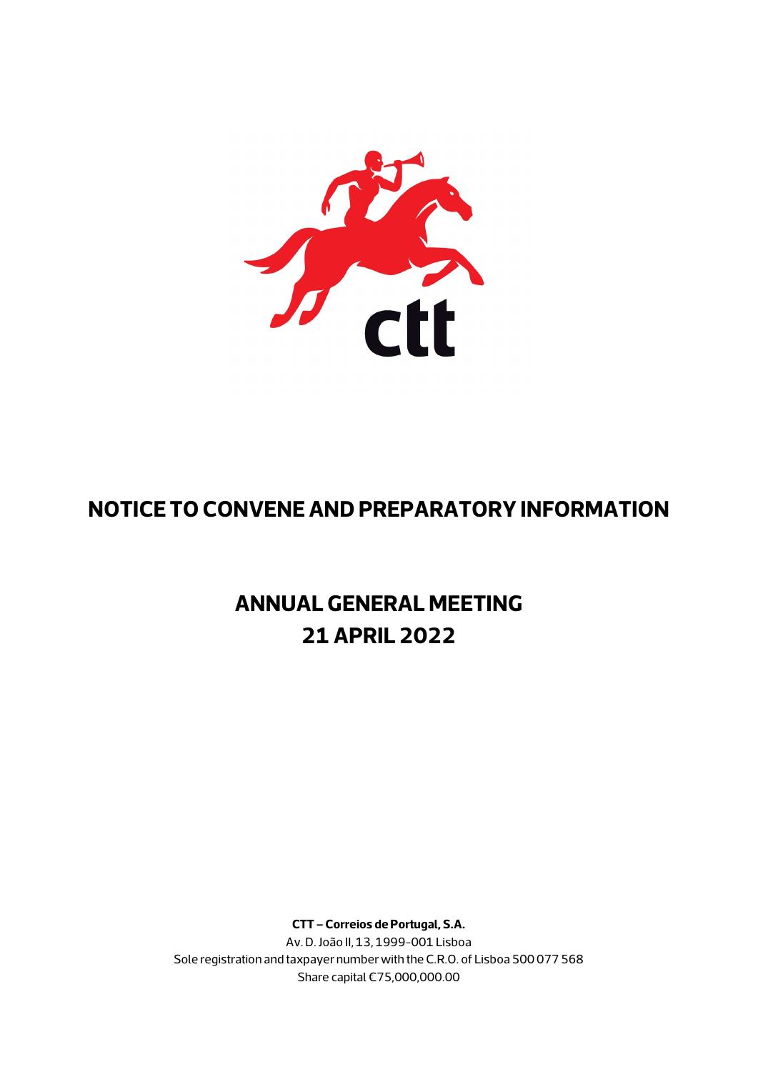# NOTICE TO CONVENE AND PREPARATORY INFORMATION

## ANNUAL GENERAL MEETING
## 21 APRIL 2022

**CTT – Correios de Portugal, S.A.**
Av. D. João II, 13, 1999-001 Lisboa
Sole registration and taxpayer number with the C.R.O. of Lisboa 500 077 568
Share capital €75,000,000.00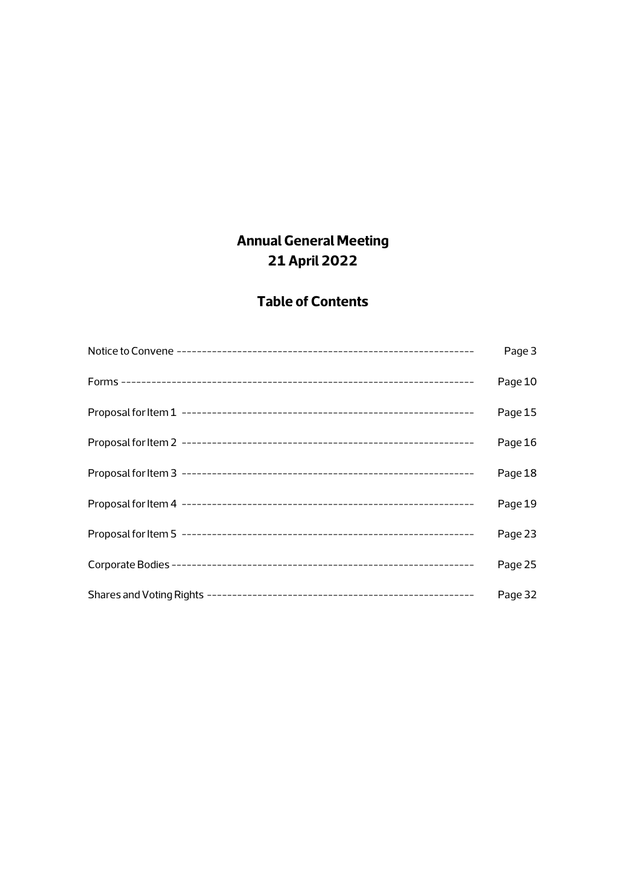# Annual General Meeting
# 21 April 2022

## Table of Contents

| | |
|---|---|
| Notice to Convene | Page 3 |
| Forms | Page 10 |
| Proposal for Item 1 | Page 15 |
| Proposal for Item 2 | Page 16 |
| Proposal for Item 3 | Page 18 |
| Proposal for Item 4 | Page 19 |
| Proposal for Item 5 | Page 23 |
| Corporate Bodies | Page 25 |
| Shares and Voting Rights | Page 32 |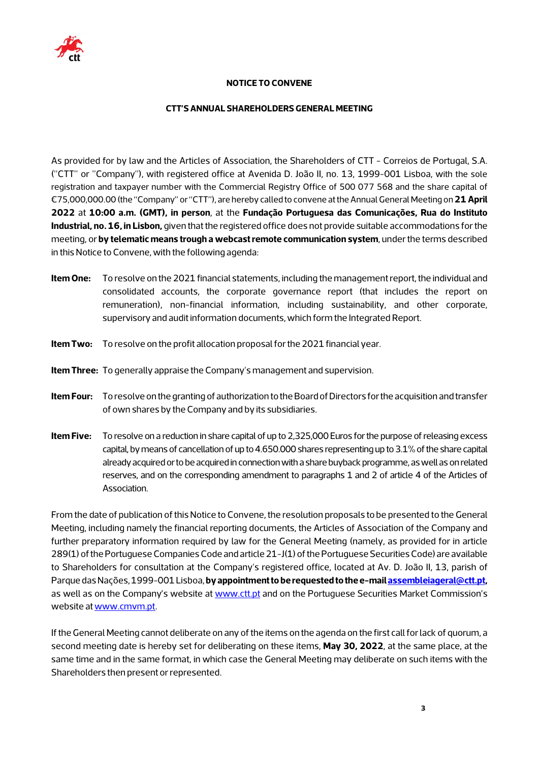**NOTICE TO CONVENE**

**CTT'S ANNUAL SHAREHOLDERS GENERAL MEETING**

As provided for by law and the Articles of Association, the Shareholders of CTT - Correios de Portugal, S.A. ("CTT" or "Company"), with registered office at Avenida D. João II, no. 13, 1999-001 Lisboa, with the sole registration and taxpayer number with the Commercial Registry Office of 500 077 568 and the share capital of €75,000,000.00 (the "Company" or "CTT"), are hereby called to convene at the Annual General Meeting on **21 April 2022** at **10:00 a.m. (GMT), in person**, at the **Fundação Portuguesa das Comunicações, Rua do Instituto Industrial, no. 16, in Lisbon,** given that the registered office does not provide suitable accommodations for the meeting, or **by telematic means trough a webcast remote communication system**, under the terms described in this Notice to Convene, with the following agenda:

**Item One:** To resolve on the 2021 financial statements, including the management report, the individual and consolidated accounts, the corporate governance report (that includes the report on remuneration), non-financial information, including sustainability, and other corporate, supervisory and audit information documents, which form the Integrated Report.

**Item Two:** To resolve on the profit allocation proposal for the 2021 financial year.

**Item Three:** To generally appraise the Company's management and supervision.

**Item Four:** To resolve on the granting of authorization to the Board of Directors for the acquisition and transfer of own shares by the Company and by its subsidiaries.

**Item Five:** To resolve on a reduction in share capital of up to 2,325,000 Euros for the purpose of releasing excess capital, by means of cancellation of up to 4.650.000 shares representing up to 3.1% of the share capital already acquired or to be acquired in connection with a share buyback programme, as well as on related reserves, and on the corresponding amendment to paragraphs 1 and 2 of article 4 of the Articles of Association.

From the date of publication of this Notice to Convene, the resolution proposals to be presented to the General Meeting, including namely the financial reporting documents, the Articles of Association of the Company and further preparatory information required by law for the General Meeting (namely, as provided for in article 289(1) of the Portuguese Companies Code and article 21-J(1) of the Portuguese Securities Code) are available to Shareholders for consultation at the Company's registered office, located at Av. D. João II, 13, parish of Parque das Nações, 1999-001 Lisboa, **by appointment to be requested to the e-mail assembleiageral@ctt.pt,** as well as on the Company's website at www.ctt.pt and on the Portuguese Securities Market Commission's website at www.cmvm.pt.

If the General Meeting cannot deliberate on any of the items on the agenda on the first call for lack of quorum, a second meeting date is hereby set for deliberating on these items, **May 30, 2022**, at the same place, at the same time and in the same format, in which case the General Meeting may deliberate on such items with the Shareholders then present or represented.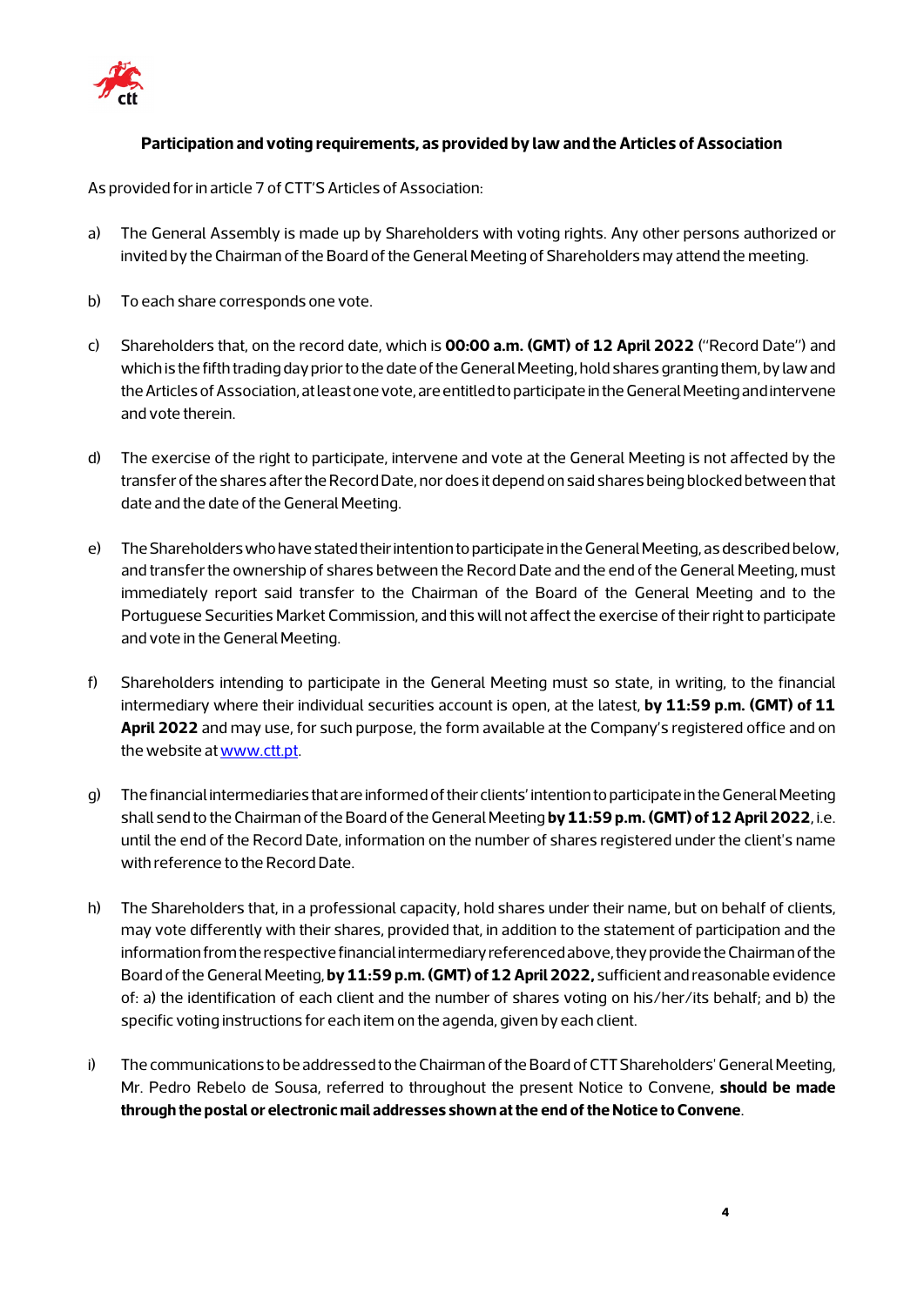**Participation and voting requirements, as provided by law and the Articles of Association**

As provided for in article 7 of CTT'S Articles of Association:

a) The General Assembly is made up by Shareholders with voting rights. Any other persons authorized or invited by the Chairman of the Board of the General Meeting of Shareholders may attend the meeting.

b) To each share corresponds one vote.

c) Shareholders that, on the record date, which is **00:00 a.m. (GMT) of 12 April 2022** ("Record Date") and which is the fifth trading day prior to the date of the General Meeting, hold shares granting them, by law and the Articles of Association, at least one vote, are entitled to participate in the General Meeting and intervene and vote therein.

d) The exercise of the right to participate, intervene and vote at the General Meeting is not affected by the transfer of the shares after the Record Date, nor does it depend on said shares being blocked between that date and the date of the General Meeting.

e) The Shareholders who have stated their intention to participate in the General Meeting, as described below, and transfer the ownership of shares between the Record Date and the end of the General Meeting, must immediately report said transfer to the Chairman of the Board of the General Meeting and to the Portuguese Securities Market Commission, and this will not affect the exercise of their right to participate and vote in the General Meeting.

f) Shareholders intending to participate in the General Meeting must so state, in writing, to the financial intermediary where their individual securities account is open, at the latest, **by 11:59 p.m. (GMT) of 11 April 2022** and may use, for such purpose, the form available at the Company's registered office and on the website at [www.ctt.pt](www.ctt.pt).

g) The financial intermediaries that are informed of their clients' intention to participate in the General Meeting shall send to the Chairman of the Board of the General Meeting **by 11:59 p.m. (GMT) of 12 April 2022**, i.e. until the end of the Record Date, information on the number of shares registered under the client's name with reference to the Record Date.

h) The Shareholders that, in a professional capacity, hold shares under their name, but on behalf of clients, may vote differently with their shares, provided that, in addition to the statement of participation and the information from the respective financial intermediary referenced above, they provide the Chairman of the Board of the General Meeting, **by 11:59 p.m. (GMT) of 12 April 2022,** sufficient and reasonable evidence of: a) the identification of each client and the number of shares voting on his/her/its behalf; and b) the specific voting instructions for each item on the agenda, given by each client.

i) The communications to be addressed to the Chairman of the Board of CTT Shareholders' General Meeting, Mr. Pedro Rebelo de Sousa, referred to throughout the present Notice to Convene, **should be made through the postal or electronic mail addresses shown at the end of the Notice to Convene**.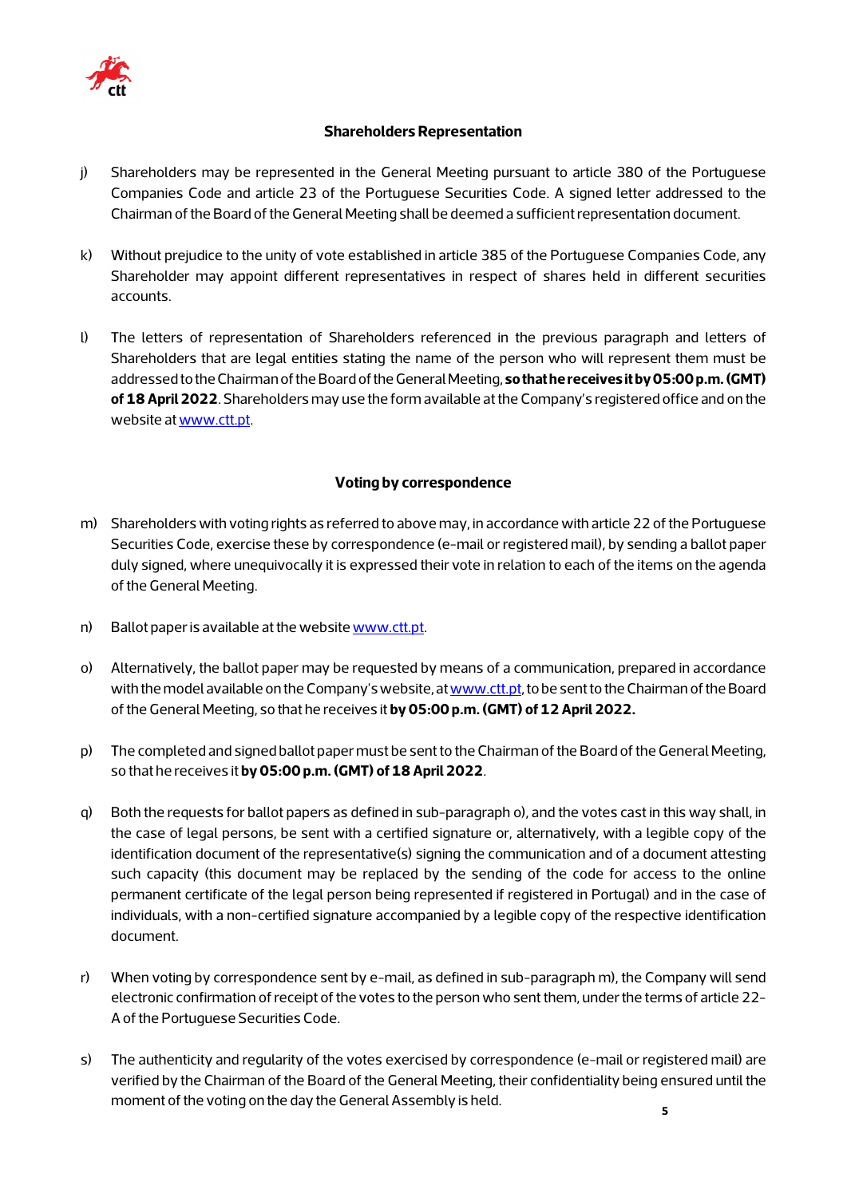### Shareholders Representation

j) Shareholders may be represented in the General Meeting pursuant to article 380 of the Portuguese Companies Code and article 23 of the Portuguese Securities Code. A signed letter addressed to the Chairman of the Board of the General Meeting shall be deemed a sufficient representation document.

k) Without prejudice to the unity of vote established in article 385 of the Portuguese Companies Code, any Shareholder may appoint different representatives in respect of shares held in different securities accounts.

l) The letters of representation of Shareholders referenced in the previous paragraph and letters of Shareholders that are legal entities stating the name of the person who will represent them must be addressed to the Chairman of the Board of the General Meeting, **so that he receives it by 05:00 p.m. (GMT) of 18 April 2022**. Shareholders may use the form available at the Company's registered office and on the website at www.ctt.pt.

### Voting by correspondence

m) Shareholders with voting rights as referred to above may, in accordance with article 22 of the Portuguese Securities Code, exercise these by correspondence (e-mail or registered mail), by sending a ballot paper duly signed, where unequivocally it is expressed their vote in relation to each of the items on the agenda of the General Meeting.

n) Ballot paper is available at the website www.ctt.pt.

o) Alternatively, the ballot paper may be requested by means of a communication, prepared in accordance with the model available on the Company's website, at www.ctt.pt, to be sent to the Chairman of the Board of the General Meeting, so that he receives it **by 05:00 p.m. (GMT) of 12 April 2022.**

p) The completed and signed ballot paper must be sent to the Chairman of the Board of the General Meeting, so that he receives it **by 05:00 p.m. (GMT) of 18 April 2022**.

q) Both the requests for ballot papers as defined in sub-paragraph o), and the votes cast in this way shall, in the case of legal persons, be sent with a certified signature or, alternatively, with a legible copy of the identification document of the representative(s) signing the communication and of a document attesting such capacity (this document may be replaced by the sending of the code for access to the online permanent certificate of the legal person being represented if registered in Portugal) and in the case of individuals, with a non-certified signature accompanied by a legible copy of the respective identification document.

r) When voting by correspondence sent by e-mail, as defined in sub-paragraph m), the Company will send electronic confirmation of receipt of the votes to the person who sent them, under the terms of article 22-A of the Portuguese Securities Code.

s) The authenticity and regularity of the votes exercised by correspondence (e-mail or registered mail) are verified by the Chairman of the Board of the General Meeting, their confidentiality being ensured until the moment of the voting on the day the General Assembly is held.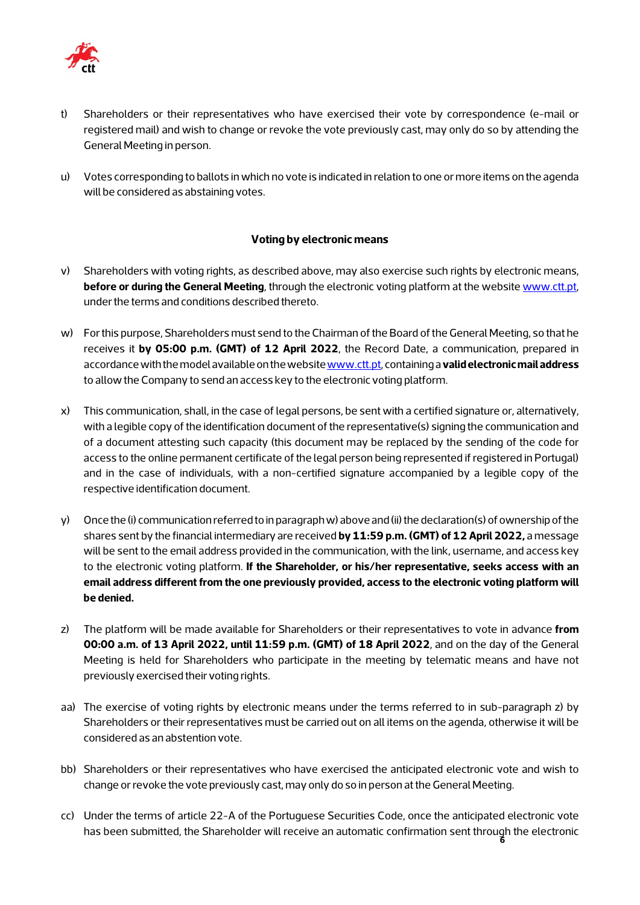t) Shareholders or their representatives who have exercised their vote by correspondence (e-mail or registered mail) and wish to change or revoke the vote previously cast, may only do so by attending the General Meeting in person.

u) Votes corresponding to ballots in which no vote is indicated in relation to one or more items on the agenda will be considered as abstaining votes.

**Voting by electronic means**

v) Shareholders with voting rights, as described above, may also exercise such rights by electronic means, **before or during the General Meeting**, through the electronic voting platform at the website www.ctt.pt, under the terms and conditions described thereto.

w) For this purpose, Shareholders must send to the Chairman of the Board of the General Meeting, so that he receives it **by 05:00 p.m. (GMT) of 12 April 2022**, the Record Date, a communication, prepared in accordance with the model available on the website www.ctt.pt, containing a **valid electronic mail address** to allow the Company to send an access key to the electronic voting platform.

x) This communication, shall, in the case of legal persons, be sent with a certified signature or, alternatively, with a legible copy of the identification document of the representative(s) signing the communication and of a document attesting such capacity (this document may be replaced by the sending of the code for access to the online permanent certificate of the legal person being represented if registered in Portugal) and in the case of individuals, with a non-certified signature accompanied by a legible copy of the respective identification document.

y) Once the (i) communication referred to in paragraph w) above and (ii) the declaration(s) of ownership of the shares sent by the financial intermediary are received **by 11:59 p.m. (GMT) of 12 April 2022,** a message will be sent to the email address provided in the communication, with the link, username, and access key to the electronic voting platform. **If the Shareholder, or his/her representative, seeks access with an email address different from the one previously provided, access to the electronic voting platform will be denied.**

z) The platform will be made available for Shareholders or their representatives to vote in advance **from 00:00 a.m. of 13 April 2022, until 11:59 p.m. (GMT) of 18 April 2022**, and on the day of the General Meeting is held for Shareholders who participate in the meeting by telematic means and have not previously exercised their voting rights.

aa) The exercise of voting rights by electronic means under the terms referred to in sub-paragraph z) by Shareholders or their representatives must be carried out on all items on the agenda, otherwise it will be considered as an abstention vote.

bb) Shareholders or their representatives who have exercised the anticipated electronic vote and wish to change or revoke the vote previously cast, may only do so in person at the General Meeting.

cc) Under the terms of article 22-A of the Portuguese Securities Code, once the anticipated electronic vote has been submitted, the Shareholder will receive an automatic confirmation sent through the electronic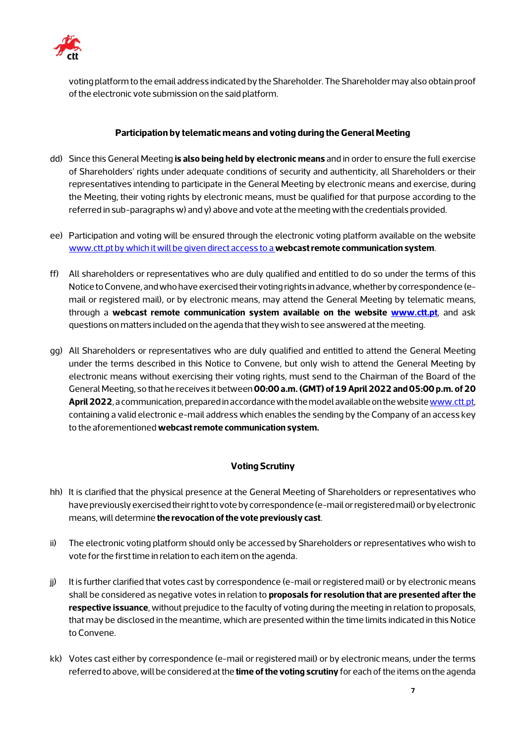voting platform to the email address indicated by the Shareholder. The Shareholder may also obtain proof of the electronic vote submission on the said platform.

### Participation by telematic means and voting during the General Meeting

dd) Since this General Meeting **is also being held by electronic means** and in order to ensure the full exercise of Shareholders' rights under adequate conditions of security and authenticity, all Shareholders or their representatives intending to participate in the General Meeting by electronic means and exercise, during the Meeting, their voting rights by electronic means, must be qualified for that purpose according to the referred in sub-paragraphs w) and y) above and vote at the meeting with the credentials provided.

ee) Participation and voting will be ensured through the electronic voting platform available on the website www.ctt.pt by which it will be given direct access to a **webcast remote communication system**.

ff) All shareholders or representatives who are duly qualified and entitled to do so under the terms of this Notice to Convene, and who have exercised their voting rights in advance, whether by correspondence (e-mail or registered mail), or by electronic means, may attend the General Meeting by telematic means, through a **webcast remote communication system available on the website www.ctt.pt**, and ask questions on matters included on the agenda that they wish to see answered at the meeting.

gg) All Shareholders or representatives who are duly qualified and entitled to attend the General Meeting under the terms described in this Notice to Convene, but only wish to attend the General Meeting by electronic means without exercising their voting rights, must send to the Chairman of the Board of the General Meeting, so that he receives it between **00:00 a.m. (GMT) of 19 April 2022 and 05:00 p.m. of 20 April 2022**, a communication, prepared in accordance with the model available on the website www.ctt.pt, containing a valid electronic e-mail address which enables the sending by the Company of an access key to the aforementioned **webcast remote communication system.**

### Voting Scrutiny

hh) It is clarified that the physical presence at the General Meeting of Shareholders or representatives who have previously exercised their right to vote by correspondence (e-mail or registered mail) or by electronic means, will determine **the revocation of the vote previously cast**.

ii) The electronic voting platform should only be accessed by Shareholders or representatives who wish to vote for the first time in relation to each item on the agenda.

jj) It is further clarified that votes cast by correspondence (e-mail or registered mail) or by electronic means shall be considered as negative votes in relation to **proposals for resolution that are presented after the respective issuance**, without prejudice to the faculty of voting during the meeting in relation to proposals, that may be disclosed in the meantime, which are presented within the time limits indicated in this Notice to Convene.

kk) Votes cast either by correspondence (e-mail or registered mail) or by electronic means, under the terms referred to above, will be considered at the **time of the voting scrutiny** for each of the items on the agenda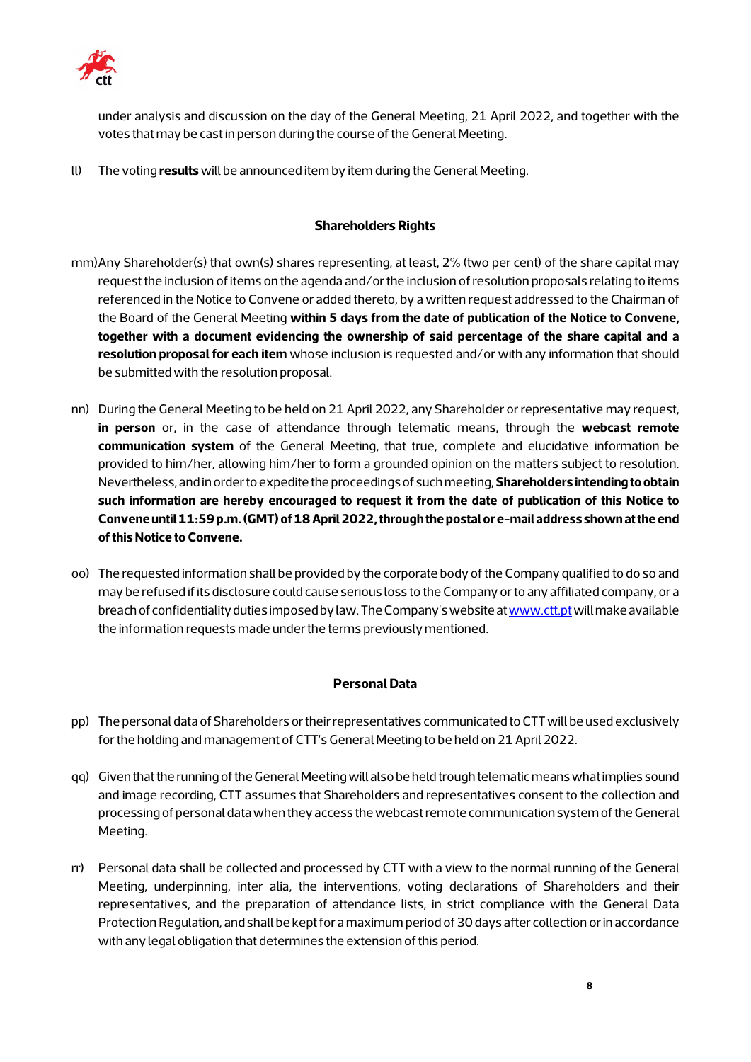under analysis and discussion on the day of the General Meeting, 21 April 2022, and together with the votes that may be cast in person during the course of the General Meeting.

ll) The voting **results** will be announced item by item during the General Meeting.

### Shareholders Rights

mm) Any Shareholder(s) that own(s) shares representing, at least, 2% (two per cent) of the share capital may request the inclusion of items on the agenda and/or the inclusion of resolution proposals relating to items referenced in the Notice to Convene or added thereto, by a written request addressed to the Chairman of the Board of the General Meeting **within 5 days from the date of publication of the Notice to Convene, together with a document evidencing the ownership of said percentage of the share capital and a resolution proposal for each item** whose inclusion is requested and/or with any information that should be submitted with the resolution proposal.

nn) During the General Meeting to be held on 21 April 2022, any Shareholder or representative may request, **in person** or, in the case of attendance through telematic means, through the **webcast remote communication system** of the General Meeting, that true, complete and elucidative information be provided to him/her, allowing him/her to form a grounded opinion on the matters subject to resolution. Nevertheless, and in order to expedite the proceedings of such meeting, **Shareholders intending to obtain such information are hereby encouraged to request it from the date of publication of this Notice to Convene until 11:59 p.m. (GMT) of 18 April 2022, through the postal or e-mail address shown at the end of this Notice to Convene.**

oo) The requested information shall be provided by the corporate body of the Company qualified to do so and may be refused if its disclosure could cause serious loss to the Company or to any affiliated company, or a breach of confidentiality duties imposed by law. The Company's website at www.ctt.pt will make available the information requests made under the terms previously mentioned.

### Personal Data

pp) The personal data of Shareholders or their representatives communicated to CTT will be used exclusively for the holding and management of CTT's General Meeting to be held on 21 April 2022.

qq) Given that the running of the General Meeting will also be held trough telematic means what implies sound and image recording, CTT assumes that Shareholders and representatives consent to the collection and processing of personal data when they access the webcast remote communication system of the General Meeting.

rr) Personal data shall be collected and processed by CTT with a view to the normal running of the General Meeting, underpinning, inter alia, the interventions, voting declarations of Shareholders and their representatives, and the preparation of attendance lists, in strict compliance with the General Data Protection Regulation, and shall be kept for a maximum period of 30 days after collection or in accordance with any legal obligation that determines the extension of this period.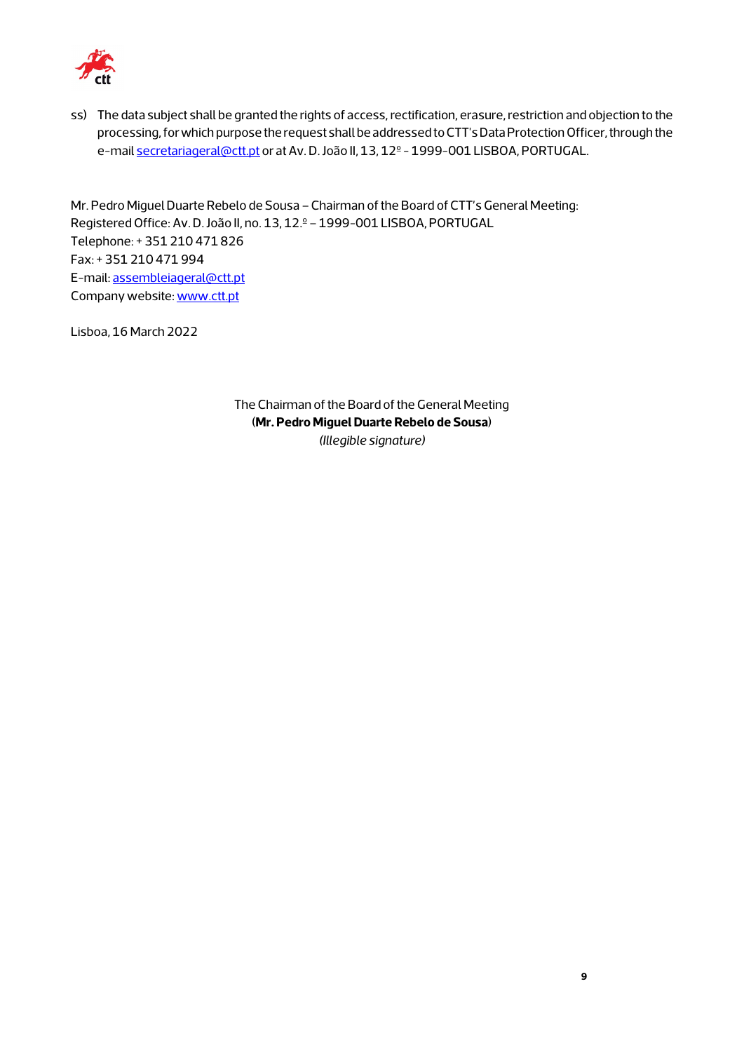ss) The data subject shall be granted the rights of access, rectification, erasure, restriction and objection to the processing, for which purpose the request shall be addressed to CTT's Data Protection Officer, through the e-mail secretariageral@ctt.pt or at Av. D. João II, 13, 12º - 1999-001 LISBOA, PORTUGAL.

Mr. Pedro Miguel Duarte Rebelo de Sousa – Chairman of the Board of CTT's General Meeting:
Registered Office: Av. D. João II, no. 13, 12.º – 1999-001 LISBOA, PORTUGAL
Telephone: + 351 210 471 826
Fax: + 351 210 471 994
E-mail: assembleiageral@ctt.pt
Company website: www.ctt.pt

Lisboa, 16 March 2022

The Chairman of the Board of the General Meeting
(**Mr. Pedro Miguel Duarte Rebelo de Sousa**)
*(Illegible signature)*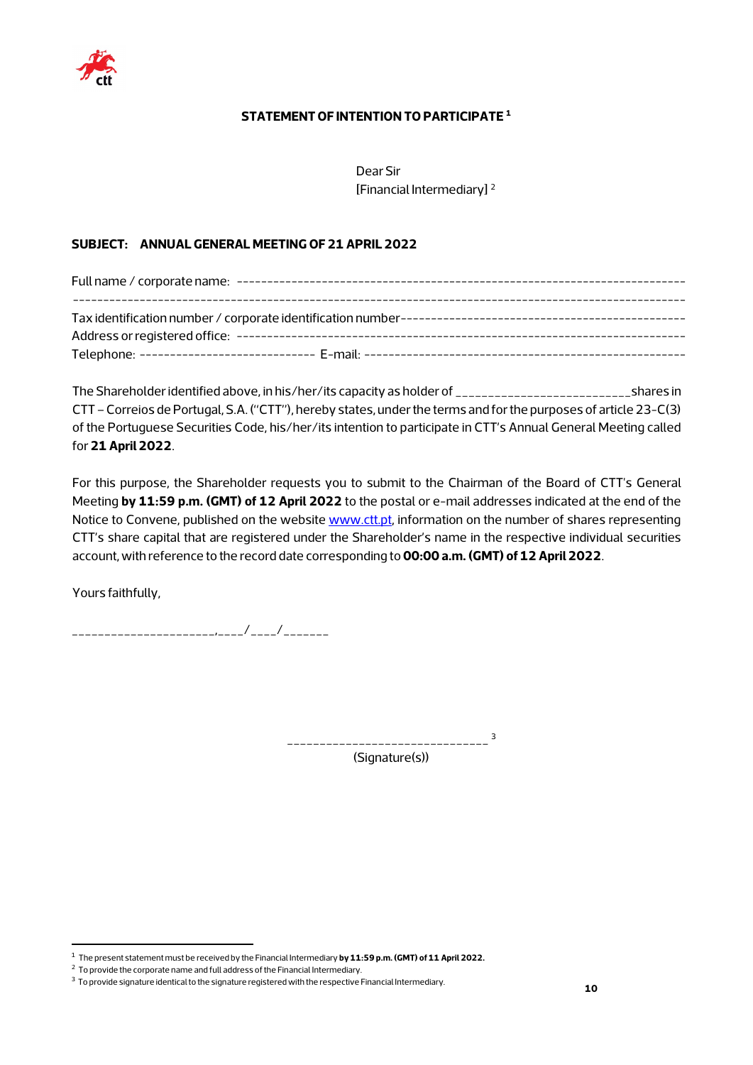**STATEMENT OF INTENTION TO PARTICIPATE** [1]

Dear Sir
[Financial Intermediary] [2]

**SUBJECT: ANNUAL GENERAL MEETING OF 21 APRIL 2022**

Full name / corporate name: ---------------------------------------------------------------------------
-----------------------------------------------------------------------------------------------------------
Tax identification number / corporate identification number-------------------------------------------
Address or registered office: ---------------------------------------------------------------------------
Telephone: ---------------------------- E-mail: ---------------------------------------------------

The Shareholder identified above, in his/her/its capacity as holder of ________________________shares in CTT – Correios de Portugal, S.A. ("CTT"), hereby states, under the terms and for the purposes of article 23-C(3) of the Portuguese Securities Code, his/her/its intention to participate in CTT's Annual General Meeting called for **21 April 2022**.

For this purpose, the Shareholder requests you to submit to the Chairman of the Board of CTT's General Meeting **by 11:59 p.m. (GMT) of 12 April 2022** to the postal or e-mail addresses indicated at the end of the Notice to Convene, published on the website www.ctt.pt, information on the number of shares representing CTT's share capital that are registered under the Shareholder's name in the respective individual securities account, with reference to the record date corresponding to **00:00 a.m. (GMT) of 12 April 2022**.

Yours faithfully,

____________________,____/____/______

______________________________ [3]
(Signature(s))

---

[1] The present statement must be received by the Financial Intermediary **by 11:59 p.m. (GMT) of 11 April 2022.**
[2] To provide the corporate name and full address of the Financial Intermediary.
[3] To provide signature identical to the signature registered with the respective Financial Intermediary.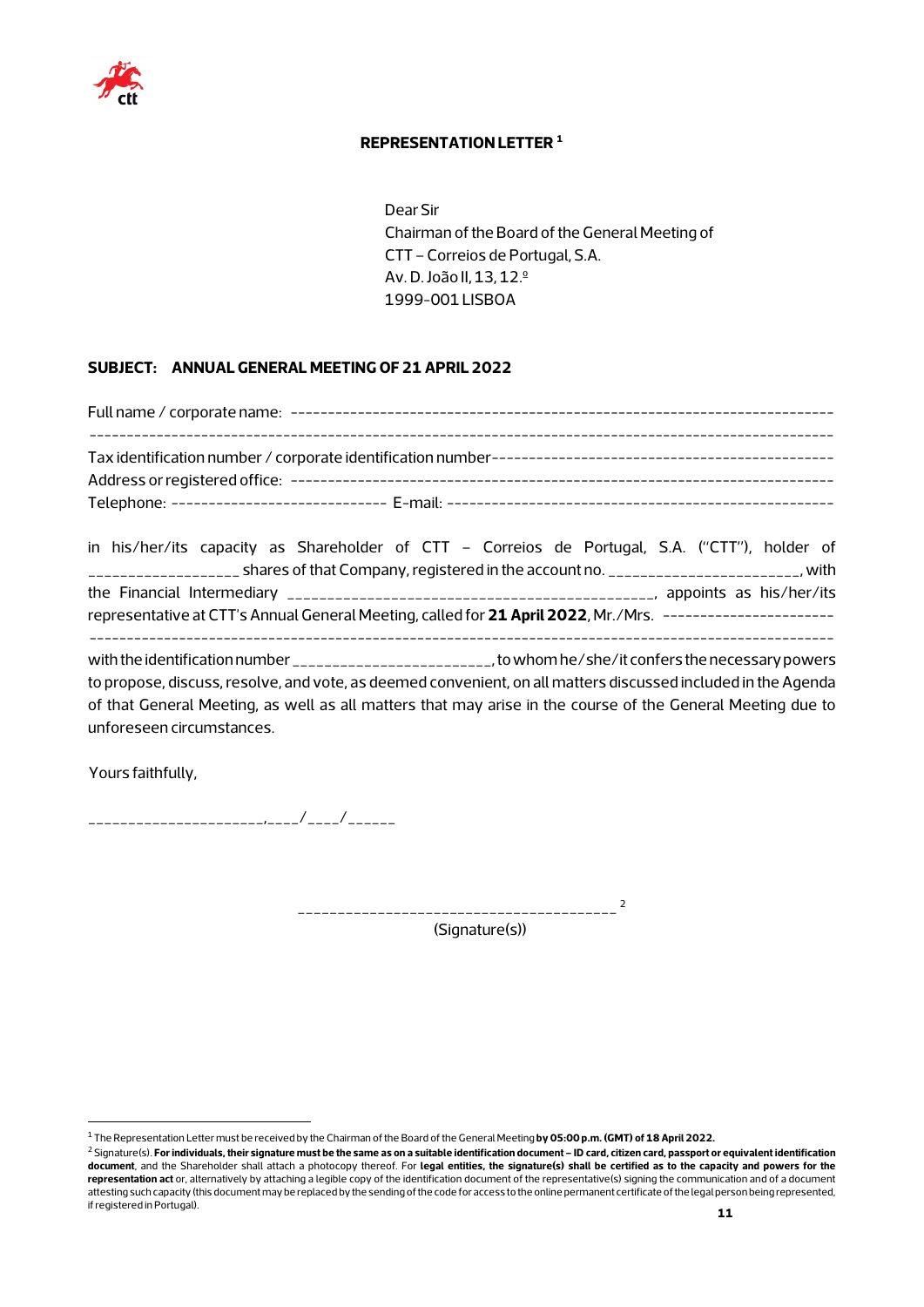## REPRESENTATION LETTER [1]

Dear Sir
Chairman of the Board of the General Meeting of
CTT – Correios de Portugal, S.A.
Av. D. João II, 13, 12.º
1999-001 LISBOA

**SUBJECT: ANNUAL GENERAL MEETING OF 21 APRIL 2022**

Full name / corporate name: ------------------------------------------------------------------------
-----------------------------------------------------------------------------------------------------
Tax identification number / corporate identification number---------------------------------------------
Address or registered office: ------------------------------------------------------------------------
Telephone: ---------------------------- E-mail: ---------------------------------------------------

in his/her/its capacity as Shareholder of CTT – Correios de Portugal, S.A. ("CTT"), holder of __________________ shares of that Company, registered in the account no. ______________________, with the Financial Intermediary ____________________________________________, appoints as his/her/its representative at CTT's Annual General Meeting, called for **21 April 2022**, Mr./Mrs. -----------------------
-----------------------------------------------------------------------------------------------------
with the identification number ________________________, to whom he/she/it confers the necessary powers to propose, discuss, resolve, and vote, as deemed convenient, on all matters discussed included in the Agenda of that General Meeting, as well as all matters that may arise in the course of the General Meeting due to unforeseen circumstances.

Yours faithfully,

_____________________,____/____/______

______________________________________ [2]
(Signature(s))

---

[1] The Representation Letter must be received by the Chairman of the Board of the General Meeting **by 05:00 p.m. (GMT) of 18 April 2022.**

[2] Signature(s). **For individuals, their signature must be the same as on a suitable identification document – ID card, citizen card, passport or equivalent identification document**, and the Shareholder shall attach a photocopy thereof. For **legal entities, the signature(s) shall be certified as to the capacity and powers for the representation act** or, alternatively by attaching a legible copy of the identification document of the representative(s) signing the communication and of a document attesting such capacity (this document may be replaced by the sending of the code for access to the online permanent certificate of the legal person being represented, if registered in Portugal).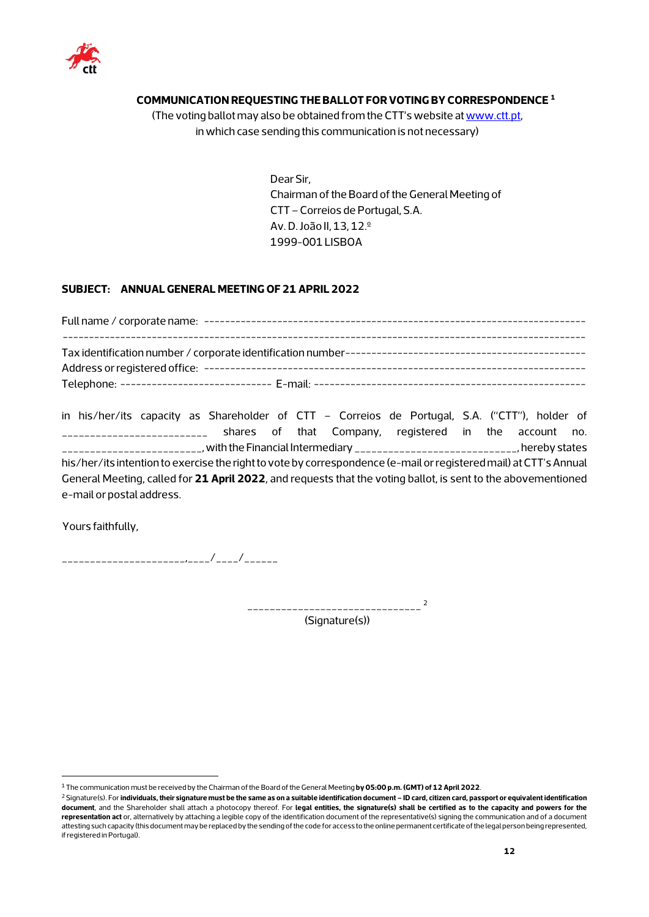**COMMUNICATION REQUESTING THE BALLOT FOR VOTING BY CORRESPONDENCE [1]**

(The voting ballot may also be obtained from the CTT's website at www.ctt.pt, in which case sending this communication is not necessary)

Dear Sir,
Chairman of the Board of the General Meeting of
CTT – Correios de Portugal, S.A.
Av. D. João II, 13, 12.º
1999-001 LISBOA

**SUBJECT: ANNUAL GENERAL MEETING OF 21 APRIL 2022**

Full name / corporate name: ----------------------------------------------------------------------
----------------------------------------------------------------------------------------------------
Tax identification number / corporate identification number--------------------------------------------
Address or registered office: -------------------------------------------------------------------
Telephone: ---------------------------- E-mail: ----------------------------------------------------

in his/her/its capacity as Shareholder of CTT – Correios de Portugal, S.A. ("CTT"), holder of _________________________ shares of that Company, registered in the account no. ________________________, with the Financial Intermediary ___________________________, hereby states his/her/its intention to exercise the right to vote by correspondence (e-mail or registered mail) at CTT's Annual General Meeting, called for **21 April 2022**, and requests that the voting ballot, is sent to the abovementioned e-mail or postal address.

Yours faithfully,

_____________________,____/____/______

_____________________________ [2]
(Signature(s))

---

[1] The communication must be received by the Chairman of the Board of the General Meeting **by 05:00 p.m. (GMT) of 12 April 2022**.

[2] Signature(s). For **individuals, their signature must be the same as on a suitable identification document – ID card, citizen card, passport or equivalent identification document**, and the Shareholder shall attach a photocopy thereof. For **legal entities, the signature(s) shall be certified as to the capacity and powers for the representation act** or, alternatively by attaching a legible copy of the identification document of the representative(s) signing the communication and of a document attesting such capacity (this document may be replaced by the sending of the code for access to the online permanent certificate of the legal person being represented, if registered in Portugal).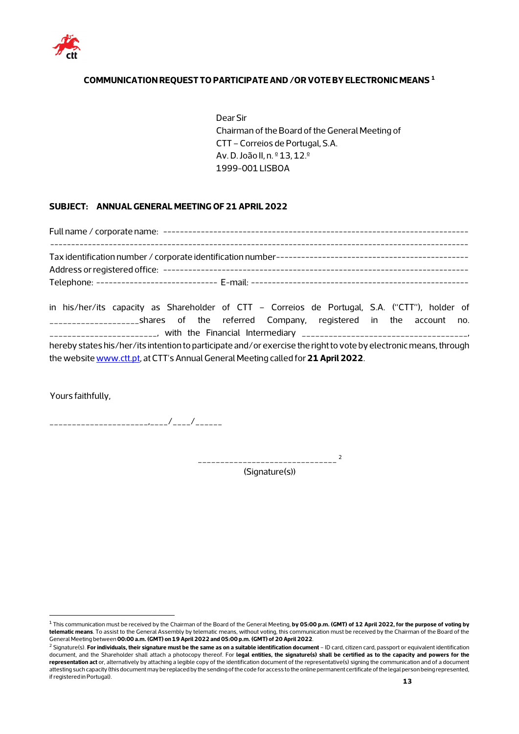**COMMUNICATION REQUEST TO PARTICIPATE AND /OR VOTE BY ELECTRONIC MEANS [1]**

Dear Sir
Chairman of the Board of the General Meeting of
CTT – Correios de Portugal, S.A.
Av. D. João II, n. º 13, 12.º
1999-001 LISBOA

**SUBJECT: ANNUAL GENERAL MEETING OF 21 APRIL 2022**

Full name / corporate name: ------------------------------------------------------------------------
----------------------------------------------------------------------------------------------------
Tax identification number / corporate identification number---------------------------------------------
Address or registered office: ------------------------------------------------------------------------
Telephone: ---------------------------- E-mail: ----------------------------------------------------

in his/her/its capacity as Shareholder of CTT – Correios de Portugal, S.A. ("CTT"), holder of __________________shares of the referred Company, registered in the account no. ______________________, with the Financial Intermediary __________________________________, hereby states his/her/its intention to participate and/or exercise the right to vote by electronic means, through the website www.ctt.pt, at CTT's Annual General Meeting called for **21 April 2022**.

Yours faithfully,

____________________,____/____/______

_____________________________ [2]
(Signature(s))

---

[1] This communication must be received by the Chairman of the Board of the General Meeting, **by 05:00 p.m. (GMT) of 12 April 2022, for the purpose of voting by telematic means**. To assist to the General Assembly by telematic means, without voting, this communication must be received by the Chairman of the Board of the General Meeting between **00:00 a.m. (GMT) on 19 April 2022 and 05:00 p.m. (GMT) of 20 April 2022**.

[2] Signature(s). **For individuals, their signature must be the same as on a suitable identification document** – ID card, citizen card, passport or equivalent identification document, and the Shareholder shall attach a photocopy thereof. For **legal entities, the signature(s) shall be certified as to the capacity and powers for the representation act** or, alternatively by attaching a legible copy of the identification document of the representative(s) signing the communication and of a document attesting such capacity (this document may be replaced by the sending of the code for access to the online permanent certificate of the legal person being represented, if registered in Portugal).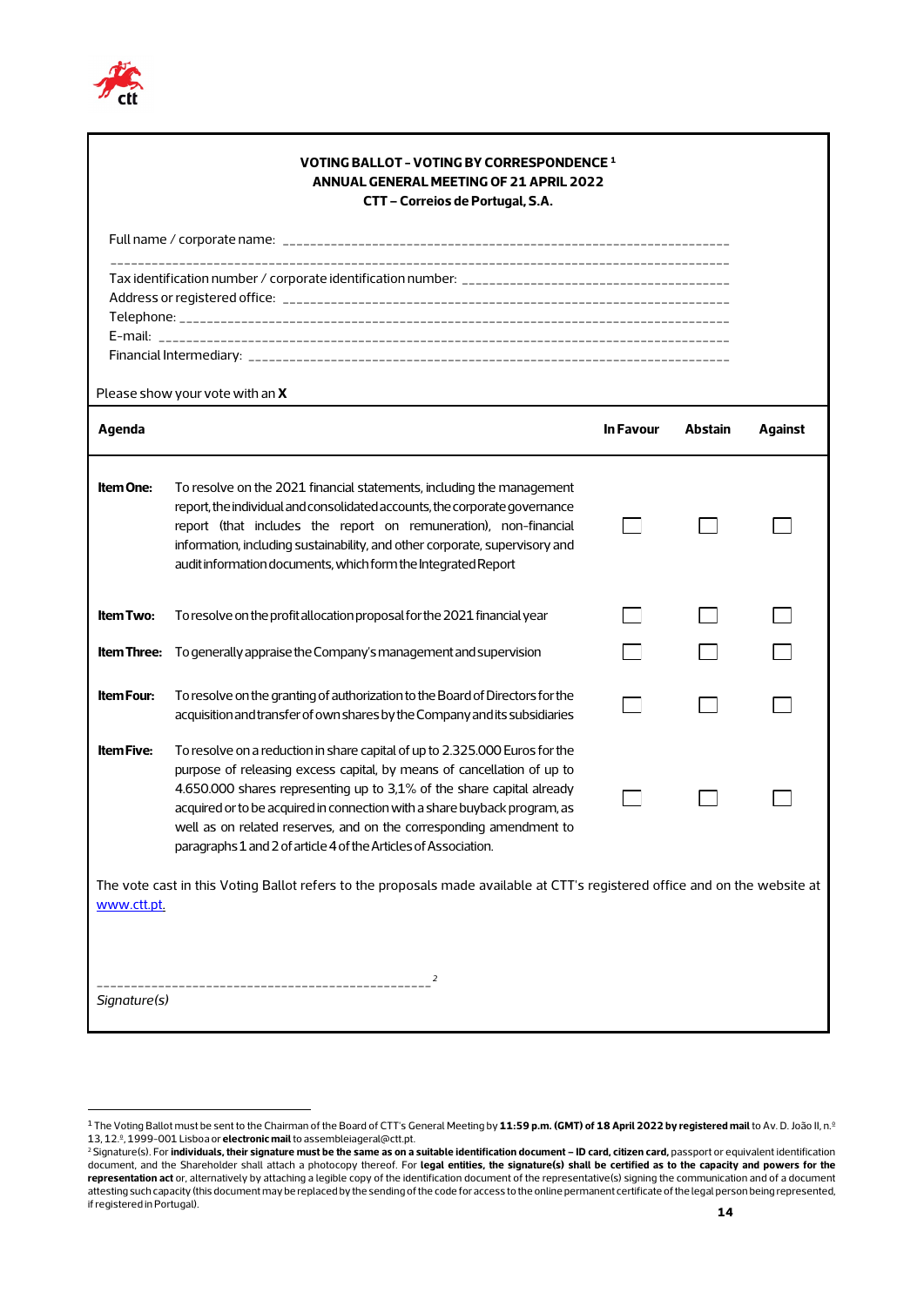**VOTING BALLOT – VOTING BY CORRESPONDENCE [1]**
**ANNUAL GENERAL MEETING OF 21 APRIL 2022**
**CTT – Correios de Portugal, S.A.**

Full name / corporate name: _______________________________________________________________

_______________________________________________________________________________________

Tax identification number / corporate identification number: ______________________________________

Address or registered office: _______________________________________________________________

Telephone: _______________________________________________________________________________

E-mail: __________________________________________________________________________________

Financial Intermediary: ____________________________________________________________________

Please show your vote with an **X**

| **Agenda** | | **In Favour** | **Abstain** | **Against** |
|---|---|---|---|---|
| **Item One:** | To resolve on the 2021 financial statements, including the management report, the individual and consolidated accounts, the corporate governance report (that includes the report on remuneration), non-financial information, including sustainability, and other corporate, supervisory and audit information documents, which form the Integrated Report | ☐ | ☐ | ☐ |
| **Item Two:** | To resolve on the profit allocation proposal for the 2021 financial year | ☐ | ☐ | ☐ |
| **Item Three:** | To generally appraise the Company's management and supervision | ☐ | ☐ | ☐ |
| **Item Four:** | To resolve on the granting of authorization to the Board of Directors for the acquisition and transfer of own shares by the Company and its subsidiaries | ☐ | ☐ | ☐ |
| **Item Five:** | To resolve on a reduction in share capital of up to 2.325.000 Euros for the purpose of releasing excess capital, by means of cancellation of up to 4.650.000 shares representing up to 3,1% of the share capital already acquired or to be acquired in connection with a share buyback program, as well as on related reserves, and on the corresponding amendment to paragraphs 1 and 2 of article 4 of the Articles of Association. | ☐ | ☐ | ☐ |

The vote cast in this Voting Ballot refers to the proposals made available at CTT's registered office and on the website at www.ctt.pt.

______________________________________________ [2]

*Signature(s)*

---

[1] The Voting Ballot must be sent to the Chairman of the Board of CTT's General Meeting by **11:59 p.m. (GMT) of 18 April 2022 by registered mail** to Av. D. João II, n.º 13, 12.º, 1999-001 Lisboa or **electronic mail** to assembleiageral@ctt.pt.

[2] Signature(s). For **individuals, their signature must be the same as on a suitable identification document – ID card, citizen card,** passport or equivalent identification document, and the Shareholder shall attach a photocopy thereof. For **legal entities, the signature(s) shall be certified as to the capacity and powers for the representation act** or, alternatively by attaching a legible copy of the identification document of the representative(s) signing the communication and of a document attesting such capacity (this document may be replaced by the sending of the code for access to the online permanent certificate of the legal person being represented, if registered in Portugal).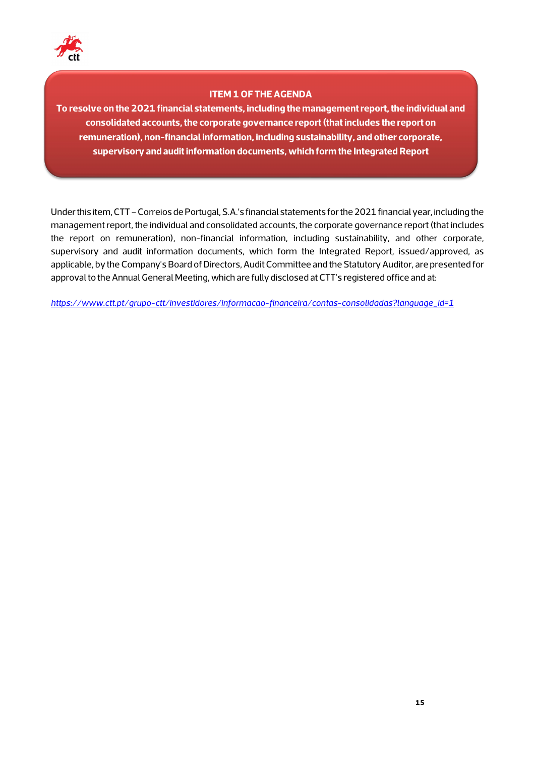## ITEM 1 OF THE AGENDA

**To resolve on the 2021 financial statements, including the management report, the individual and consolidated accounts, the corporate governance report (that includes the report on remuneration), non-financial information, including sustainability, and other corporate, supervisory and audit information documents, which form the Integrated Report**

Under this item, CTT – Correios de Portugal, S.A.'s financial statements for the 2021 financial year, including the management report, the individual and consolidated accounts, the corporate governance report (that includes the report on remuneration), non-financial information, including sustainability, and other corporate, supervisory and audit information documents, which form the Integrated Report, issued/approved, as applicable, by the Company's Board of Directors, Audit Committee and the Statutory Auditor, are presented for approval to the Annual General Meeting, which are fully disclosed at CTT's registered office and at:

*https://www.ctt.pt/grupo-ctt/investidores/informacao-financeira/contas-consolidadas?language_id=1*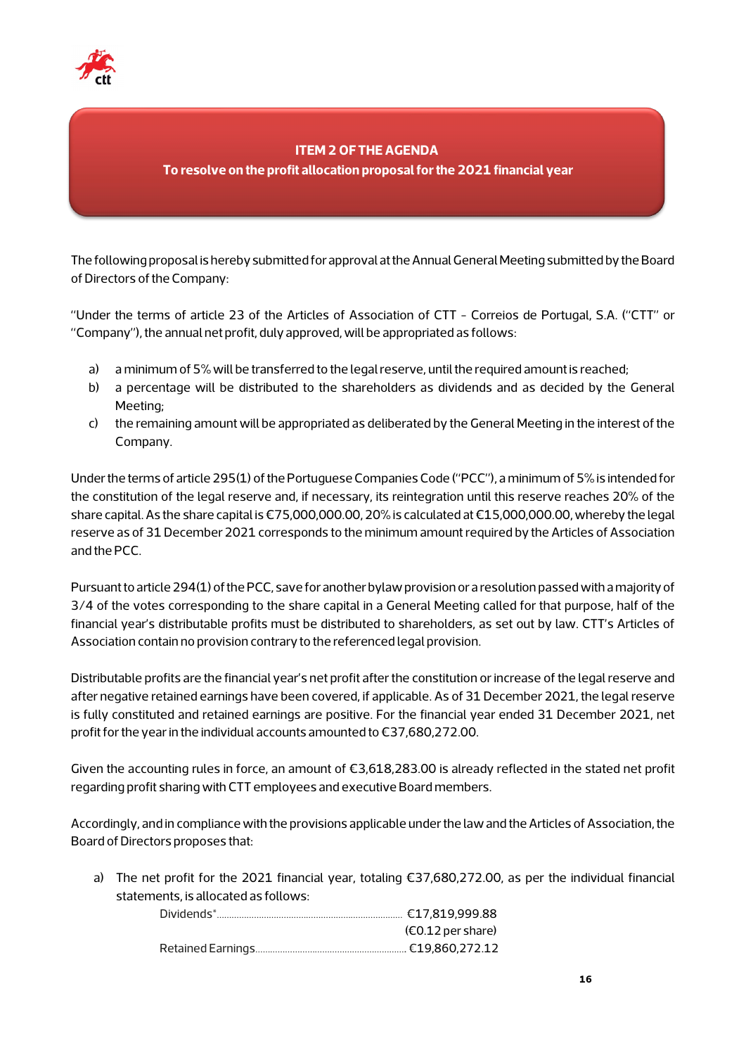## ITEM 2 OF THE AGENDA

**To resolve on the profit allocation proposal for the 2021 financial year**

The following proposal is hereby submitted for approval at the Annual General Meeting submitted by the Board of Directors of the Company:

"Under the terms of article 23 of the Articles of Association of CTT - Correios de Portugal, S.A. ("CTT" or "Company"), the annual net profit, duly approved, will be appropriated as follows:

a) a minimum of 5% will be transferred to the legal reserve, until the required amount is reached;
b) a percentage will be distributed to the shareholders as dividends and as decided by the General Meeting;
c) the remaining amount will be appropriated as deliberated by the General Meeting in the interest of the Company.

Under the terms of article 295(1) of the Portuguese Companies Code ("PCC"), a minimum of 5% is intended for the constitution of the legal reserve and, if necessary, its reintegration until this reserve reaches 20% of the share capital. As the share capital is €75,000,000.00, 20% is calculated at €15,000,000.00, whereby the legal reserve as of 31 December 2021 corresponds to the minimum amount required by the Articles of Association and the PCC.

Pursuant to article 294(1) of the PCC, save for another bylaw provision or a resolution passed with a majority of 3/4 of the votes corresponding to the share capital in a General Meeting called for that purpose, half of the financial year's distributable profits must be distributed to shareholders, as set out by law. CTT's Articles of Association contain no provision contrary to the referenced legal provision.

Distributable profits are the financial year's net profit after the constitution or increase of the legal reserve and after negative retained earnings have been covered, if applicable. As of 31 December 2021, the legal reserve is fully constituted and retained earnings are positive. For the financial year ended 31 December 2021, net profit for the year in the individual accounts amounted to €37,680,272.00.

Given the accounting rules in force, an amount of €3,618,283.00 is already reflected in the stated net profit regarding profit sharing with CTT employees and executive Board members.

Accordingly, and in compliance with the provisions applicable under the law and the Articles of Association, the Board of Directors proposes that:

a) The net profit for the 2021 financial year, totaling €37,680,272.00, as per the individual financial statements, is allocated as follows:

| | |
|---|---|
| Dividends* | €17,819,999.88 (€0.12 per share) |
| Retained Earnings | €19,860,272.12 |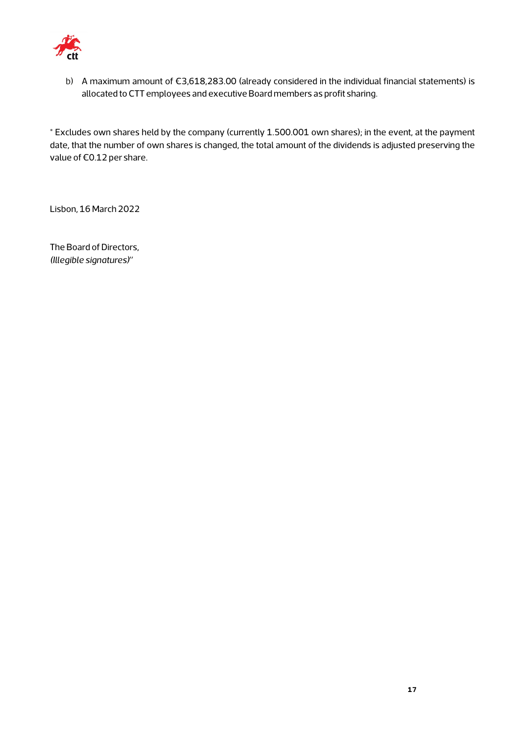b) A maximum amount of €3,618,283.00 (already considered in the individual financial statements) is allocated to CTT employees and executive Board members as profit sharing.

* Excludes own shares held by the company (currently 1.500.001 own shares); in the event, at the payment date, that the number of own shares is changed, the total amount of the dividends is adjusted preserving the value of €0.12 per share.

Lisbon, 16 March 2022

The Board of Directors,
*(Illegible signatures)*"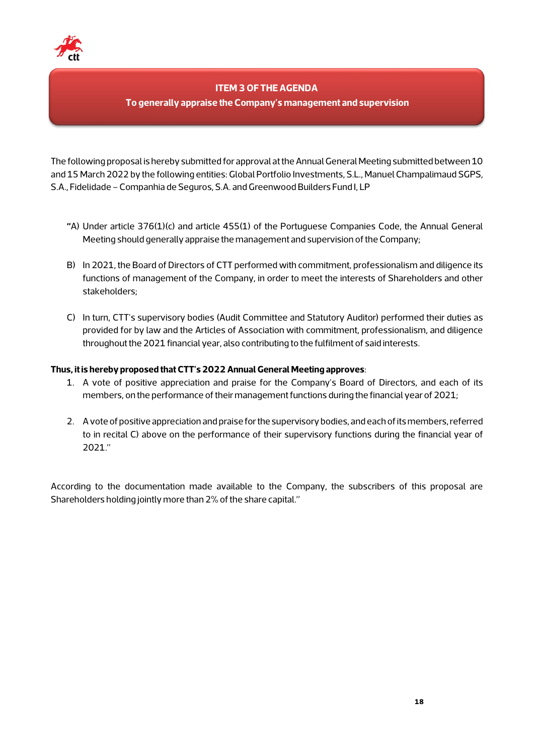## ITEM 3 OF THE AGENDA

### To generally appraise the Company's management and supervision

The following proposal is hereby submitted for approval at the Annual General Meeting submitted between 10 and 15 March 2022 by the following entities: Global Portfolio Investments, S.L., Manuel Champalimaud SGPS, S.A., Fidelidade – Companhia de Seguros, S.A. and Greenwood Builders Fund I, LP

"A) Under article 376(1)(c) and article 455(1) of the Portuguese Companies Code, the Annual General Meeting should generally appraise the management and supervision of the Company;

B) In 2021, the Board of Directors of CTT performed with commitment, professionalism and diligence its functions of management of the Company, in order to meet the interests of Shareholders and other stakeholders;

C) In turn, CTT's supervisory bodies (Audit Committee and Statutory Auditor) performed their duties as provided for by law and the Articles of Association with commitment, professionalism, and diligence throughout the 2021 financial year, also contributing to the fulfilment of said interests.

**Thus, it is hereby proposed that CTT's 2022 Annual General Meeting approves**:

1. A vote of positive appreciation and praise for the Company's Board of Directors, and each of its members, on the performance of their management functions during the financial year of 2021;

2. A vote of positive appreciation and praise for the supervisory bodies, and each of its members, referred to in recital C) above on the performance of their supervisory functions during the financial year of 2021."

According to the documentation made available to the Company, the subscribers of this proposal are Shareholders holding jointly more than 2% of the share capital."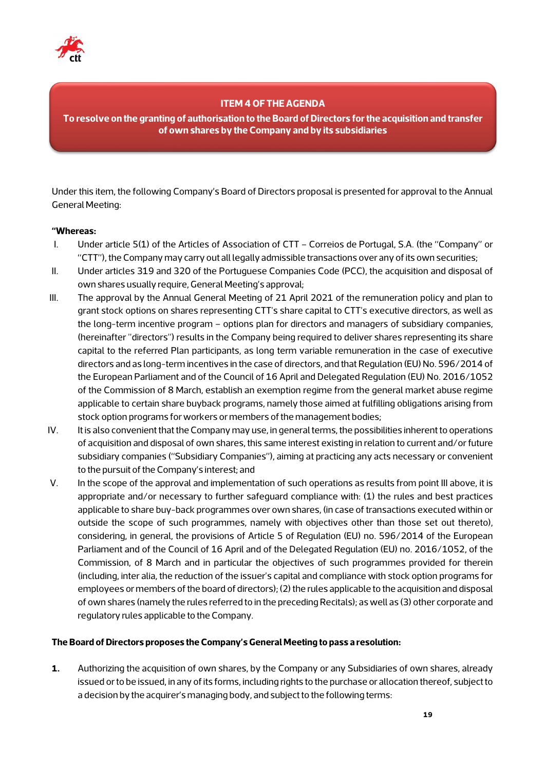## ITEM 4 OF THE AGENDA

**To resolve on the granting of authorisation to the Board of Directors for the acquisition and transfer of own shares by the Company and by its subsidiaries**

Under this item, the following Company's Board of Directors proposal is presented for approval to the Annual General Meeting:

**"Whereas:**

I. Under article 5(1) of the Articles of Association of CTT – Correios de Portugal, S.A. (the "Company" or "CTT"), the Company may carry out all legally admissible transactions over any of its own securities;

II. Under articles 319 and 320 of the Portuguese Companies Code (PCC), the acquisition and disposal of own shares usually require, General Meeting's approval;

III. The approval by the Annual General Meeting of 21 April 2021 of the remuneration policy and plan to grant stock options on shares representing CTT's share capital to CTT's executive directors, as well as the long-term incentive program – options plan for directors and managers of subsidiary companies, (hereinafter "directors") results in the Company being required to deliver shares representing its share capital to the referred Plan participants, as long term variable remuneration in the case of executive directors and as long-term incentives in the case of directors, and that Regulation (EU) No. 596/2014 of the European Parliament and of the Council of 16 April and Delegated Regulation (EU) No. 2016/1052 of the Commission of 8 March, establish an exemption regime from the general market abuse regime applicable to certain share buyback programs, namely those aimed at fulfilling obligations arising from stock option programs for workers or members of the management bodies;

IV. It is also convenient that the Company may use, in general terms, the possibilities inherent to operations of acquisition and disposal of own shares, this same interest existing in relation to current and/or future subsidiary companies ("Subsidiary Companies"), aiming at practicing any acts necessary or convenient to the pursuit of the Company's interest; and

V. In the scope of the approval and implementation of such operations as results from point III above, it is appropriate and/or necessary to further safeguard compliance with: (1) the rules and best practices applicable to share buy-back programmes over own shares, (in case of transactions executed within or outside the scope of such programmes, namely with objectives other than those set out thereto), considering, in general, the provisions of Article 5 of Regulation (EU) no. 596/2014 of the European Parliament and of the Council of 16 April and of the Delegated Regulation (EU) no. 2016/1052, of the Commission, of 8 March and in particular the objectives of such programmes provided for therein (including, inter alia, the reduction of the issuer's capital and compliance with stock option programs for employees or members of the board of directors); (2) the rules applicable to the acquisition and disposal of own shares (namely the rules referred to in the preceding Recitals); as well as (3) other corporate and regulatory rules applicable to the Company.

**The Board of Directors proposes the Company's General Meeting to pass a resolution:**

**1.** Authorizing the acquisition of own shares, by the Company or any Subsidiaries of own shares, already issued or to be issued, in any of its forms, including rights to the purchase or allocation thereof, subject to a decision by the acquirer's managing body, and subject to the following terms: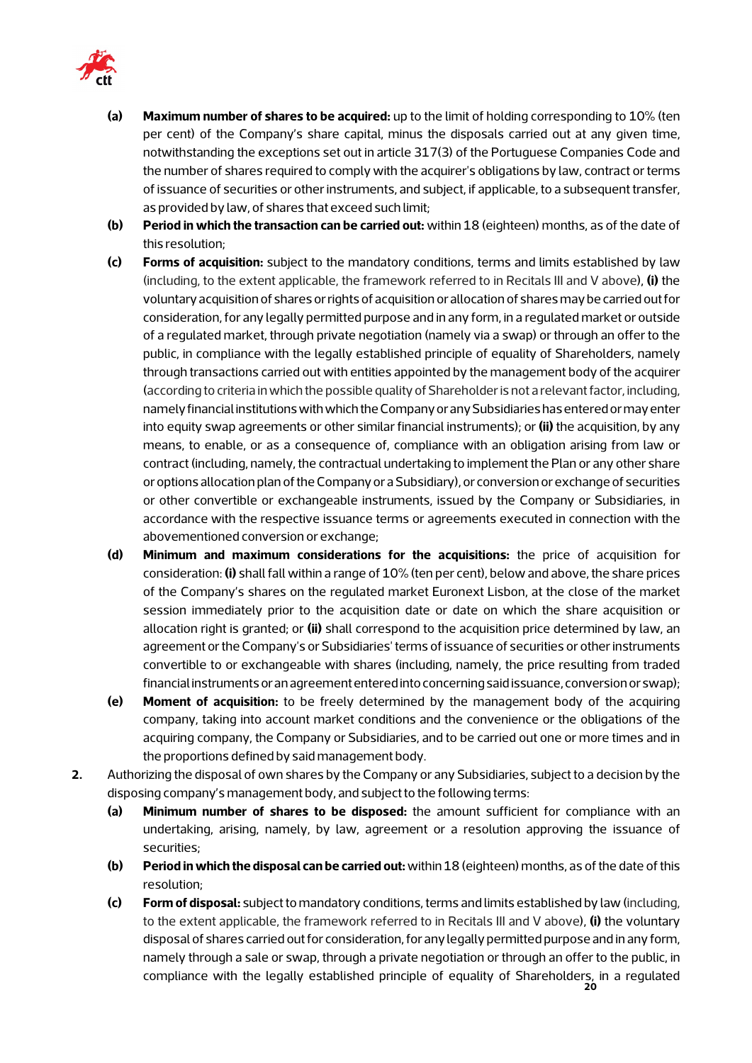- **(a)** **Maximum number of shares to be acquired:** up to the limit of holding corresponding to 10% (ten per cent) of the Company's share capital, minus the disposals carried out at any given time, notwithstanding the exceptions set out in article 317(3) of the Portuguese Companies Code and the number of shares required to comply with the acquirer's obligations by law, contract or terms of issuance of securities or other instruments, and subject, if applicable, to a subsequent transfer, as provided by law, of shares that exceed such limit;
- **(b)** **Period in which the transaction can be carried out:** within 18 (eighteen) months, as of the date of this resolution;
- **(c)** **Forms of acquisition:** subject to the mandatory conditions, terms and limits established by law (including, to the extent applicable, the framework referred to in Recitals III and V above), **(i)** the voluntary acquisition of shares or rights of acquisition or allocation of shares may be carried out for consideration, for any legally permitted purpose and in any form, in a regulated market or outside of a regulated market, through private negotiation (namely via a swap) or through an offer to the public, in compliance with the legally established principle of equality of Shareholders, namely through transactions carried out with entities appointed by the management body of the acquirer (according to criteria in which the possible quality of Shareholder is not a relevant factor, including, namely financial institutions with which the Company or any Subsidiaries has entered or may enter into equity swap agreements or other similar financial instruments); or **(ii)** the acquisition, by any means, to enable, or as a consequence of, compliance with an obligation arising from law or contract (including, namely, the contractual undertaking to implement the Plan or any other share or options allocation plan of the Company or a Subsidiary), or conversion or exchange of securities or other convertible or exchangeable instruments, issued by the Company or Subsidiaries, in accordance with the respective issuance terms or agreements executed in connection with the abovementioned conversion or exchange;
- **(d)** **Minimum and maximum considerations for the acquisitions:** the price of acquisition for consideration: **(i)** shall fall within a range of 10% (ten per cent), below and above, the share prices of the Company's shares on the regulated market Euronext Lisbon, at the close of the market session immediately prior to the acquisition date or date on which the share acquisition or allocation right is granted; or **(ii)** shall correspond to the acquisition price determined by law, an agreement or the Company's or Subsidiaries' terms of issuance of securities or other instruments convertible to or exchangeable with shares (including, namely, the price resulting from traded financial instruments or an agreement entered into concerning said issuance, conversion or swap);
- **(e)** **Moment of acquisition:** to be freely determined by the management body of the acquiring company, taking into account market conditions and the convenience or the obligations of the acquiring company, the Company or Subsidiaries, and to be carried out one or more times and in the proportions defined by said management body.

2. Authorizing the disposal of own shares by the Company or any Subsidiaries, subject to a decision by the disposing company's management body, and subject to the following terms:
   - **(a)** **Minimum number of shares to be disposed:** the amount sufficient for compliance with an undertaking, arising, namely, by law, agreement or a resolution approving the issuance of securities;
   - **(b)** **Period in which the disposal can be carried out:** within 18 (eighteen) months, as of the date of this resolution;
   - **(c)** **Form of disposal:** subject to mandatory conditions, terms and limits established by law (including, to the extent applicable, the framework referred to in Recitals III and V above), **(i)** the voluntary disposal of shares carried out for consideration, for any legally permitted purpose and in any form, namely through a sale or swap, through a private negotiation or through an offer to the public, in compliance with the legally established principle of equality of Shareholders, in a regulated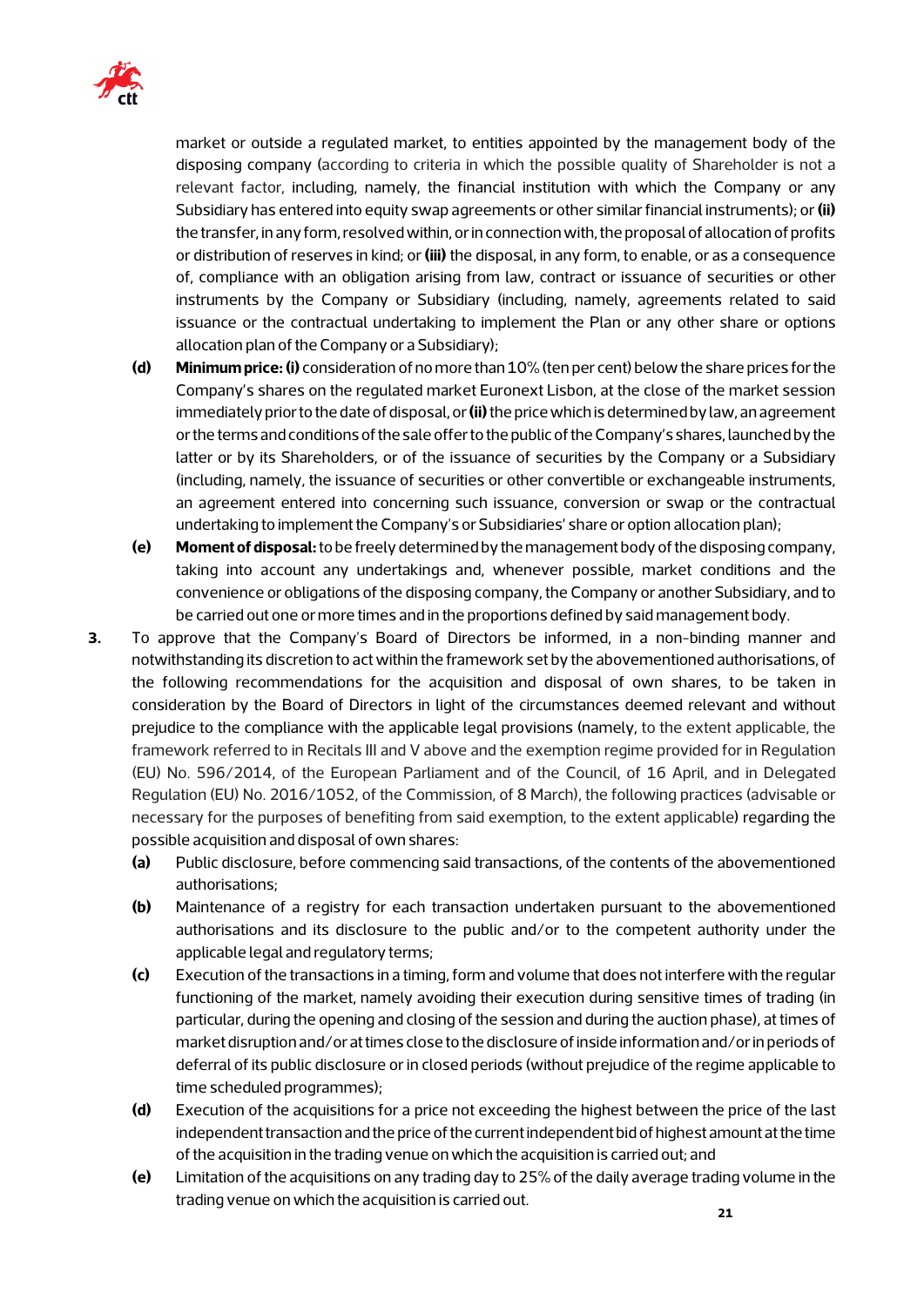market or outside a regulated market, to entities appointed by the management body of the disposing company (according to criteria in which the possible quality of Shareholder is not a relevant factor, including, namely, the financial institution with which the Company or any Subsidiary has entered into equity swap agreements or other similar financial instruments); or **(ii)** the transfer, in any form, resolved within, or in connection with, the proposal of allocation of profits or distribution of reserves in kind; or **(iii)** the disposal, in any form, to enable, or as a consequence of, compliance with an obligation arising from law, contract or issuance of securities or other instruments by the Company or Subsidiary (including, namely, agreements related to said issuance or the contractual undertaking to implement the Plan or any other share or options allocation plan of the Company or a Subsidiary);

**(d)** **Minimum price: (i)** consideration of no more than 10% (ten per cent) below the share prices for the Company's shares on the regulated market Euronext Lisbon, at the close of the market session immediately prior to the date of disposal, or **(ii)** the price which is determined by law, an agreement or the terms and conditions of the sale offer to the public of the Company's shares, launched by the latter or by its Shareholders, or of the issuance of securities by the Company or a Subsidiary (including, namely, the issuance of securities or other convertible or exchangeable instruments, an agreement entered into concerning such issuance, conversion or swap or the contractual undertaking to implement the Company's or Subsidiaries' share or option allocation plan);

**(e)** **Moment of disposal:** to be freely determined by the management body of the disposing company, taking into account any undertakings and, whenever possible, market conditions and the convenience or obligations of the disposing company, the Company or another Subsidiary, and to be carried out one or more times and in the proportions defined by said management body.

**3.** To approve that the Company's Board of Directors be informed, in a non-binding manner and notwithstanding its discretion to act within the framework set by the abovementioned authorisations, of the following recommendations for the acquisition and disposal of own shares, to be taken in consideration by the Board of Directors in light of the circumstances deemed relevant and without prejudice to the compliance with the applicable legal provisions (namely, to the extent applicable, the framework referred to in Recitals III and V above and the exemption regime provided for in Regulation (EU) No. 596/2014, of the European Parliament and of the Council, of 16 April, and in Delegated Regulation (EU) No. 2016/1052, of the Commission, of 8 March), the following practices (advisable or necessary for the purposes of benefiting from said exemption, to the extent applicable) regarding the possible acquisition and disposal of own shares:

**(a)** Public disclosure, before commencing said transactions, of the contents of the abovementioned authorisations;

**(b)** Maintenance of a registry for each transaction undertaken pursuant to the abovementioned authorisations and its disclosure to the public and/or to the competent authority under the applicable legal and regulatory terms;

**(c)** Execution of the transactions in a timing, form and volume that does not interfere with the regular functioning of the market, namely avoiding their execution during sensitive times of trading (in particular, during the opening and closing of the session and during the auction phase), at times of market disruption and/or at times close to the disclosure of inside information and/or in periods of deferral of its public disclosure or in closed periods (without prejudice of the regime applicable to time scheduled programmes);

**(d)** Execution of the acquisitions for a price not exceeding the highest between the price of the last independent transaction and the price of the current independent bid of highest amount at the time of the acquisition in the trading venue on which the acquisition is carried out; and

**(e)** Limitation of the acquisitions on any trading day to 25% of the daily average trading volume in the trading venue on which the acquisition is carried out.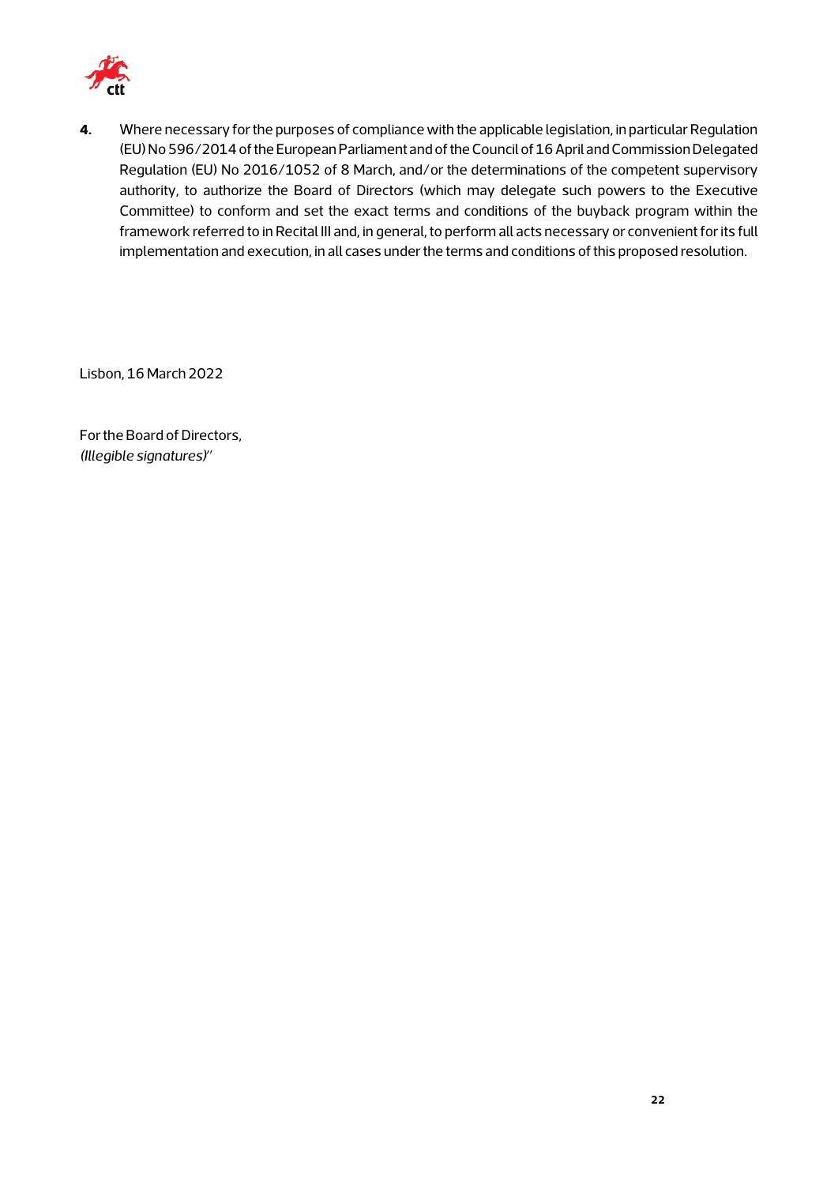**4.** Where necessary for the purposes of compliance with the applicable legislation, in particular Regulation (EU) No 596/2014 of the European Parliament and of the Council of 16 April and Commission Delegated Regulation (EU) No 2016/1052 of 8 March, and/or the determinations of the competent supervisory authority, to authorize the Board of Directors (which may delegate such powers to the Executive Committee) to conform and set the exact terms and conditions of the buyback program within the framework referred to in Recital III and, in general, to perform all acts necessary or convenient for its full implementation and execution, in all cases under the terms and conditions of this proposed resolution.

Lisbon, 16 March 2022

For the Board of Directors,
*(Illegible signatures)*"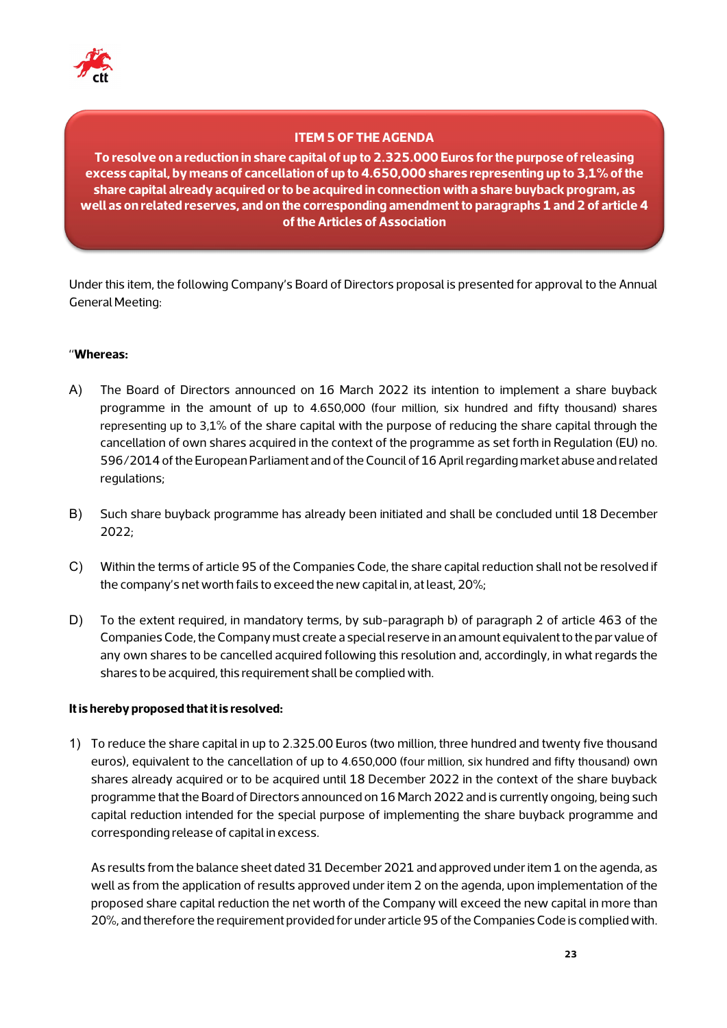## ITEM 5 OF THE AGENDA

**To resolve on a reduction in share capital of up to 2.325.000 Euros for the purpose of releasing excess capital, by means of cancellation of up to 4.650,000 shares representing up to 3,1% of the share capital already acquired or to be acquired in connection with a share buyback program, as well as on related reserves, and on the corresponding amendment to paragraphs 1 and 2 of article 4 of the Articles of Association**

Under this item, the following Company's Board of Directors proposal is presented for approval to the Annual General Meeting:

"**Whereas:**

A) The Board of Directors announced on 16 March 2022 its intention to implement a share buyback programme in the amount of up to 4.650,000 (four million, six hundred and fifty thousand) shares representing up to 3,1% of the share capital with the purpose of reducing the share capital through the cancellation of own shares acquired in the context of the programme as set forth in Regulation (EU) no. 596/2014 of the European Parliament and of the Council of 16 April regarding market abuse and related regulations;

B) Such share buyback programme has already been initiated and shall be concluded until 18 December 2022;

C) Within the terms of article 95 of the Companies Code, the share capital reduction shall not be resolved if the company's net worth fails to exceed the new capital in, at least, 20%;

D) To the extent required, in mandatory terms, by sub-paragraph b) of paragraph 2 of article 463 of the Companies Code, the Company must create a special reserve in an amount equivalent to the par value of any own shares to be cancelled acquired following this resolution and, accordingly, in what regards the shares to be acquired, this requirement shall be complied with.

**It is hereby proposed that it is resolved:**

1) To reduce the share capital in up to 2.325.00 Euros (two million, three hundred and twenty five thousand euros), equivalent to the cancellation of up to 4.650,000 (four million, six hundred and fifty thousand) own shares already acquired or to be acquired until 18 December 2022 in the context of the share buyback programme that the Board of Directors announced on 16 March 2022 and is currently ongoing, being such capital reduction intended for the special purpose of implementing the share buyback programme and corresponding release of capital in excess.

   As results from the balance sheet dated 31 December 2021 and approved under item 1 on the agenda, as well as from the application of results approved under item 2 on the agenda, upon implementation of the proposed share capital reduction the net worth of the Company will exceed the new capital in more than 20%, and therefore the requirement provided for under article 95 of the Companies Code is complied with.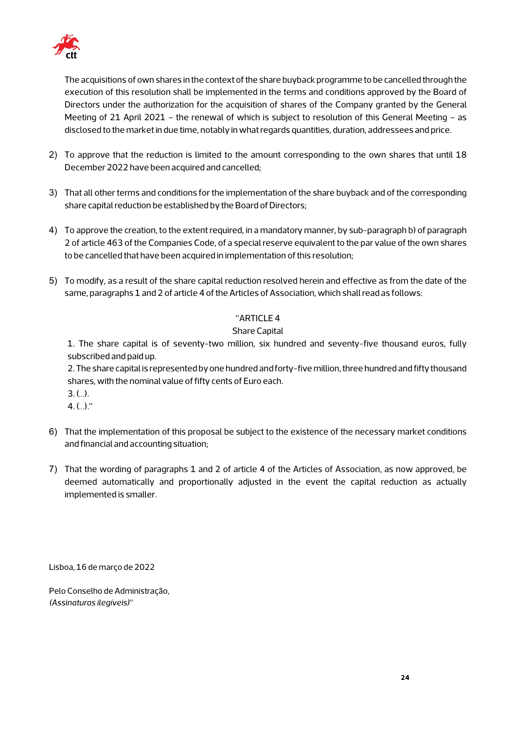The acquisitions of own shares in the context of the share buyback programme to be cancelled through the execution of this resolution shall be implemented in the terms and conditions approved by the Board of Directors under the authorization for the acquisition of shares of the Company granted by the General Meeting of 21 April 2021 – the renewal of which is subject to resolution of this General Meeting – as disclosed to the market in due time, notably in what regards quantities, duration, addressees and price.

2) To approve that the reduction is limited to the amount corresponding to the own shares that until 18 December 2022 have been acquired and cancelled;

3) That all other terms and conditions for the implementation of the share buyback and of the corresponding share capital reduction be established by the Board of Directors;

4) To approve the creation, to the extent required, in a mandatory manner, by sub-paragraph b) of paragraph 2 of article 463 of the Companies Code, of a special reserve equivalent to the par value of the own shares to be cancelled that have been acquired in implementation of this resolution;

5) To modify, as a result of the share capital reduction resolved herein and effective as from the date of the same, paragraphs 1 and 2 of article 4 of the Articles of Association, which shall read as follows:

"ARTICLE 4

Share Capital

1. The share capital is of seventy-two million, six hundred and seventy-five thousand euros, fully subscribed and paid up.

2. The share capital is represented by one hundred and forty-five million, three hundred and fifty thousand shares, with the nominal value of fifty cents of Euro each.

3. (…).

4. (…)."

6) That the implementation of this proposal be subject to the existence of the necessary market conditions and financial and accounting situation;

7) That the wording of paragraphs 1 and 2 of article 4 of the Articles of Association, as now approved, be deemed automatically and proportionally adjusted in the event the capital reduction as actually implemented is smaller.

Lisboa, 16 de março de 2022

Pelo Conselho de Administração,
*(Assinaturas ilegíveis)*"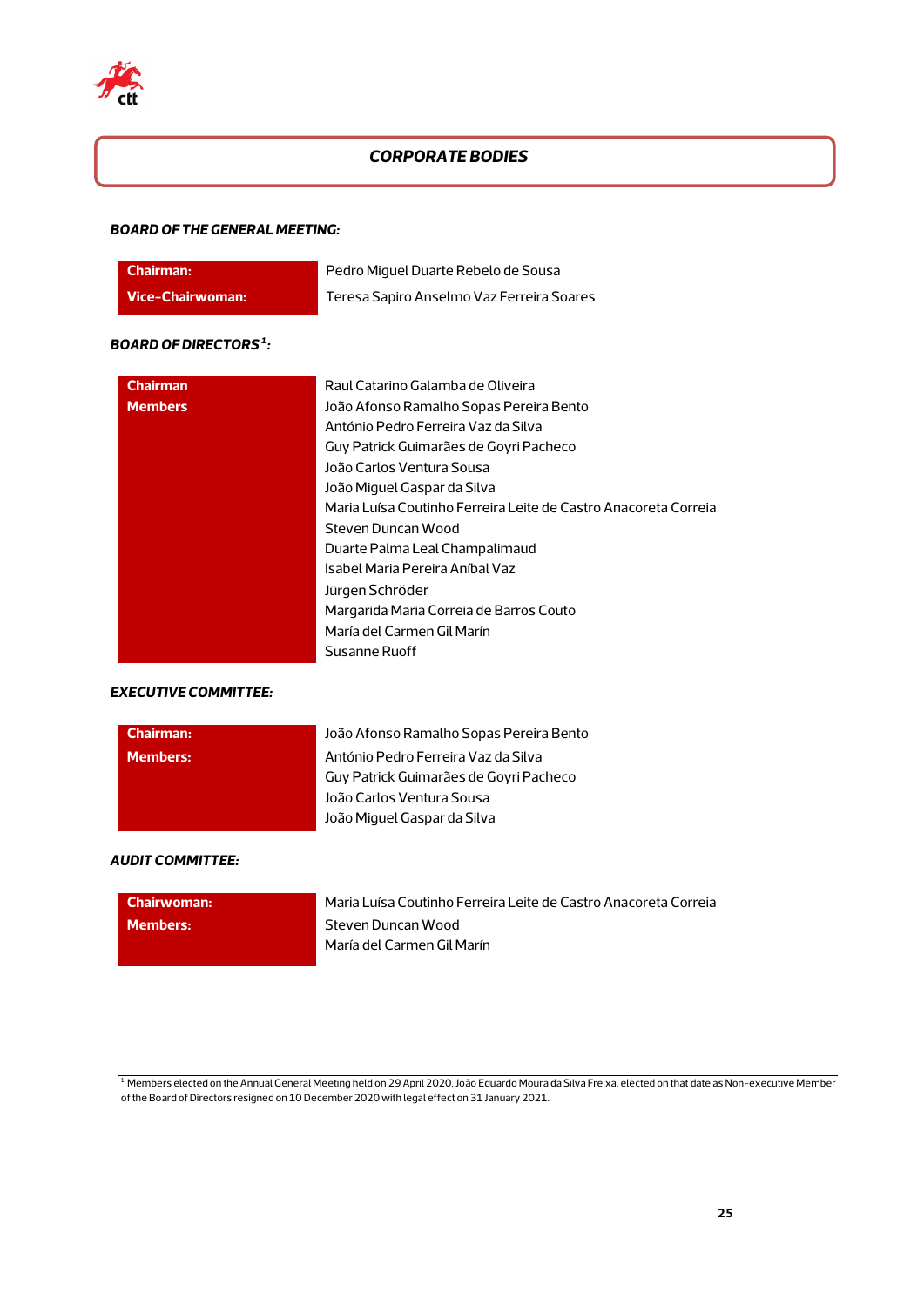## *CORPORATE BODIES*

***BOARD OF THE GENERAL MEETING:***

| | |
|---|---|
| **Chairman:** | Pedro Miguel Duarte Rebelo de Sousa |
| **Vice-Chairwoman:** | Teresa Sapiro Anselmo Vaz Ferreira Soares |

***BOARD OF DIRECTORS[1]:***

| | |
|---|---|
| **Chairman** | Raul Catarino Galamba de Oliveira |
| **Members** | João Afonso Ramalho Sopas Pereira Bento |
| | António Pedro Ferreira Vaz da Silva |
| | Guy Patrick Guimarães de Goyri Pacheco |
| | João Carlos Ventura Sousa |
| | João Miguel Gaspar da Silva |
| | Maria Luísa Coutinho Ferreira Leite de Castro Anacoreta Correia |
| | Steven Duncan Wood |
| | Duarte Palma Leal Champalimaud |
| | Isabel Maria Pereira Aníbal Vaz |
| | Jürgen Schröder |
| | Margarida Maria Correia de Barros Couto |
| | María del Carmen Gil Marín |
| | Susanne Ruoff |

***EXECUTIVE COMMITTEE:***

| | |
|---|---|
| **Chairman:** | João Afonso Ramalho Sopas Pereira Bento |
| **Members:** | António Pedro Ferreira Vaz da Silva |
| | Guy Patrick Guimarães de Goyri Pacheco |
| | João Carlos Ventura Sousa |
| | João Miguel Gaspar da Silva |

***AUDIT COMMITTEE:***

| | |
|---|---|
| **Chairwoman:** | Maria Luísa Coutinho Ferreira Leite de Castro Anacoreta Correia |
| **Members:** | Steven Duncan Wood |
| | María del Carmen Gil Marín |

[1] Members elected on the Annual General Meeting held on 29 April 2020. João Eduardo Moura da Silva Freixa, elected on that date as Non-executive Member of the Board of Directors resigned on 10 December 2020 with legal effect on 31 January 2021.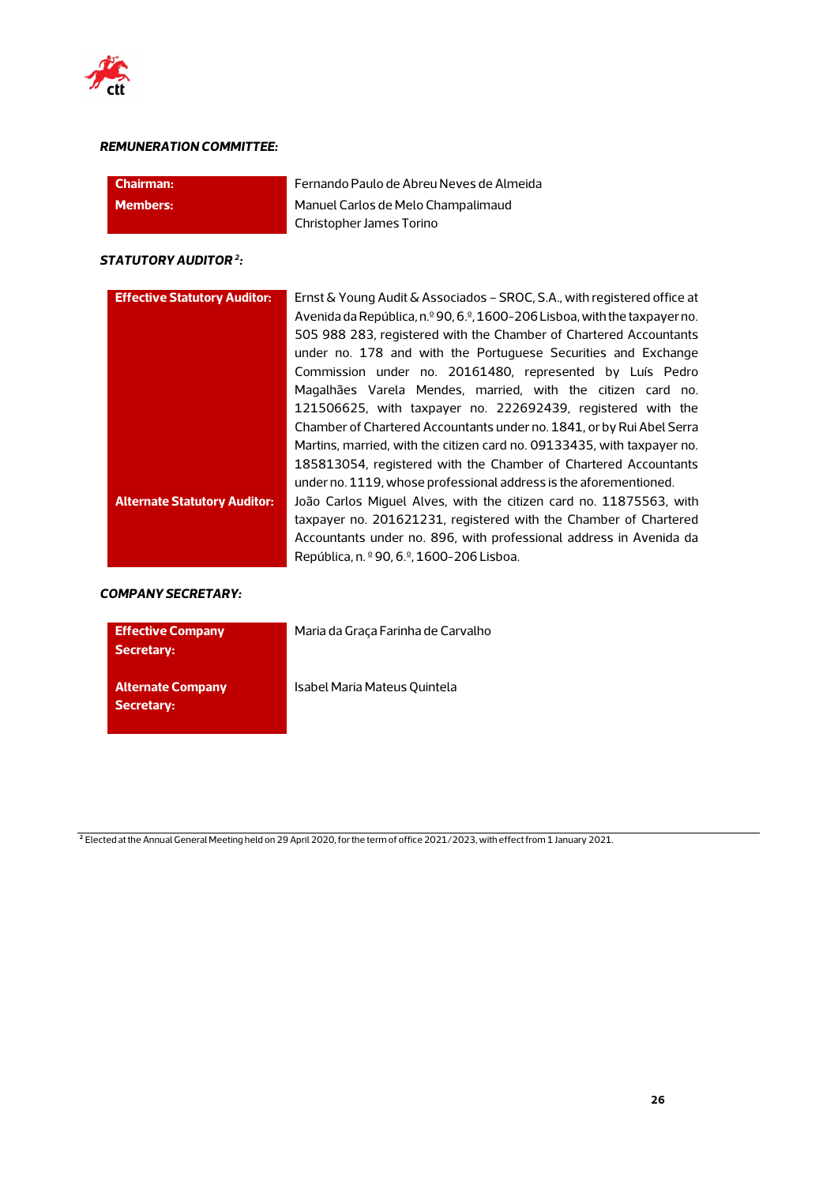***REMUNERATION COMMITTEE:***

| | |
|---|---|
| **Chairman:** | Fernando Paulo de Abreu Neves de Almeida |
| **Members:** | Manuel Carlos de Melo Champalimaud |
| | Christopher James Torino |

***STATUTORY AUDITOR[2]:***

| | |
|---|---|
| **Effective Statutory Auditor:** | Ernst & Young Audit & Associados – SROC, S.A., with registered office at Avenida da República, n.º 90, 6.º, 1600-206 Lisboa, with the taxpayer no. 505 988 283, registered with the Chamber of Chartered Accountants under no. 178 and with the Portuguese Securities and Exchange Commission under no. 20161480, represented by Luís Pedro Magalhães Varela Mendes, married, with the citizen card no. 121506625, with taxpayer no. 222692439, registered with the Chamber of Chartered Accountants under no. 1841, or by Rui Abel Serra Martins, married, with the citizen card no. 09133435, with taxpayer no. 185813054, registered with the Chamber of Chartered Accountants under no. 1119, whose professional address is the aforementioned. |
| **Alternate Statutory Auditor:** | João Carlos Miguel Alves, with the citizen card no. 11875563, with taxpayer no. 201621231, registered with the Chamber of Chartered Accountants under no. 896, with professional address in Avenida da República, n. º 90, 6.º, 1600-206 Lisboa. |

***COMPANY SECRETARY:***

| | |
|---|---|
| **Effective Company Secretary:** | Maria da Graça Farinha de Carvalho |
| **Alternate Company Secretary:** | Isabel Maria Mateus Quintela |

[2] Elected at the Annual General Meeting held on 29 April 2020, for the term of office 2021/2023, with effect from 1 January 2021.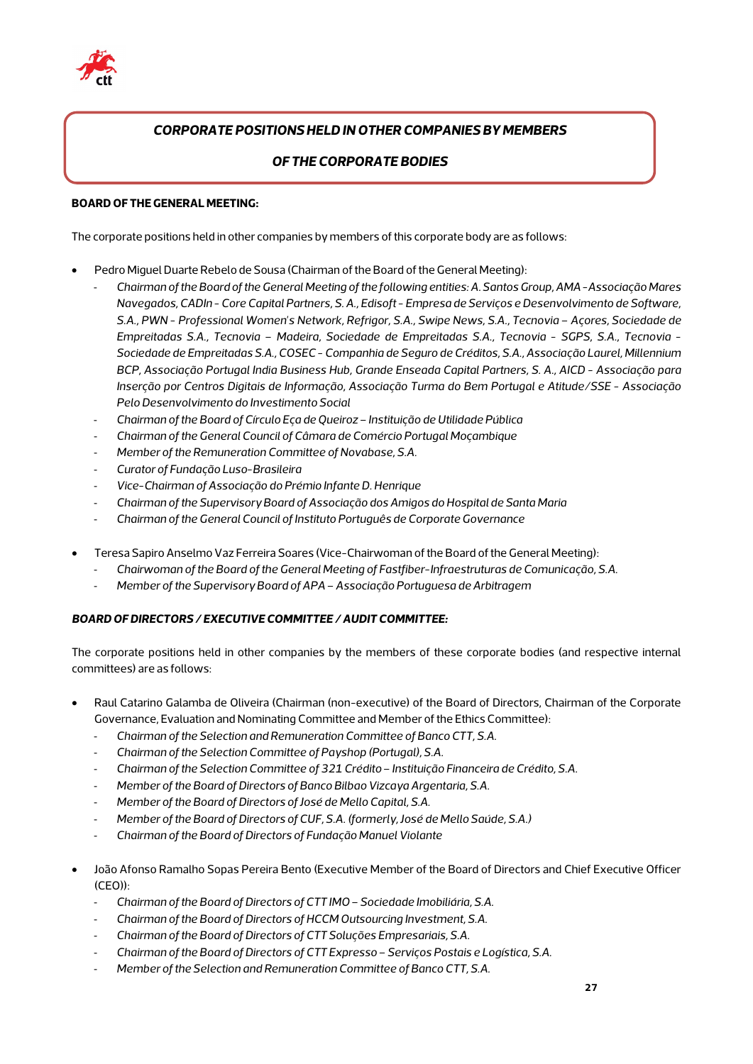## *CORPORATE POSITIONS HELD IN OTHER COMPANIES BY MEMBERS OF THE CORPORATE BODIES*

**BOARD OF THE GENERAL MEETING:**

The corporate positions held in other companies by members of this corporate body are as follows:

- Pedro Miguel Duarte Rebelo de Sousa (Chairman of the Board of the General Meeting):
  - *Chairman of the Board of the General Meeting of the following entities: A. Santos Group, AMA -Associação Mares Navegados, CADIn - Core Capital Partners, S. A., Edisoft - Empresa de Serviços e Desenvolvimento de Software, S.A., PWN - Professional Women's Network, Refrigor, S.A., Swipe News, S.A., Tecnovia – Açores, Sociedade de Empreitadas S.A., Tecnovia – Madeira, Sociedade de Empreitadas S.A., Tecnovia - SGPS, S.A., Tecnovia - Sociedade de Empreitadas S.A., COSEC - Companhia de Seguro de Créditos, S.A., Associação Laurel, Millennium BCP, Associação Portugal India Business Hub, Grande Enseada Capital Partners, S. A., AICD - Associação para Inserção por Centros Digitais de Informação, Associação Turma do Bem Portugal e Atitude/SSE - Associação Pelo Desenvolvimento do Investimento Social*
  - *Chairman of the Board of Círculo Eça de Queiroz – Instituição de Utilidade Pública*
  - *Chairman of the General Council of Câmara de Comércio Portugal Moçambique*
  - *Member of the Remuneration Committee of Novabase, S.A.*
  - *Curator of Fundação Luso-Brasileira*
  - *Vice-Chairman of Associação do Prémio Infante D. Henrique*
  - *Chairman of the Supervisory Board of Associação dos Amigos do Hospital de Santa Maria*
  - *Chairman of the General Council of Instituto Português de Corporate Governance*

- Teresa Sapiro Anselmo Vaz Ferreira Soares (Vice-Chairwoman of the Board of the General Meeting):
  - *Chairwoman of the Board of the General Meeting of Fastfiber-Infraestruturas de Comunicação, S.A.*
  - *Member of the Supervisory Board of APA – Associação Portuguesa de Arbitragem*

***BOARD OF DIRECTORS / EXECUTIVE COMMITTEE / AUDIT COMMITTEE:***

The corporate positions held in other companies by the members of these corporate bodies (and respective internal committees) are as follows:

- Raul Catarino Galamba de Oliveira (Chairman (non-executive) of the Board of Directors, Chairman of the Corporate Governance, Evaluation and Nominating Committee and Member of the Ethics Committee):
  - *Chairman of the Selection and Remuneration Committee of Banco CTT, S.A.*
  - *Chairman of the Selection Committee of Payshop (Portugal), S.A.*
  - *Chairman of the Selection Committee of 321 Crédito – Instituição Financeira de Crédito, S.A.*
  - *Member of the Board of Directors of Banco Bilbao Vizcaya Argentaria, S.A.*
  - *Member of the Board of Directors of José de Mello Capital, S.A.*
  - *Member of the Board of Directors of CUF, S.A. (formerly, José de Mello Saúde, S.A.)*
  - *Chairman of the Board of Directors of Fundação Manuel Violante*

- João Afonso Ramalho Sopas Pereira Bento (Executive Member of the Board of Directors and Chief Executive Officer (CEO)):
  - *Chairman of the Board of Directors of CTT IMO – Sociedade Imobiliária, S.A.*
  - *Chairman of the Board of Directors of HCCM Outsourcing Investment, S.A.*
  - *Chairman of the Board of Directors of CTT Soluções Empresariais, S.A.*
  - *Chairman of the Board of Directors of CTT Expresso – Serviços Postais e Logística, S.A.*
  - *Member of the Selection and Remuneration Committee of Banco CTT, S.A.*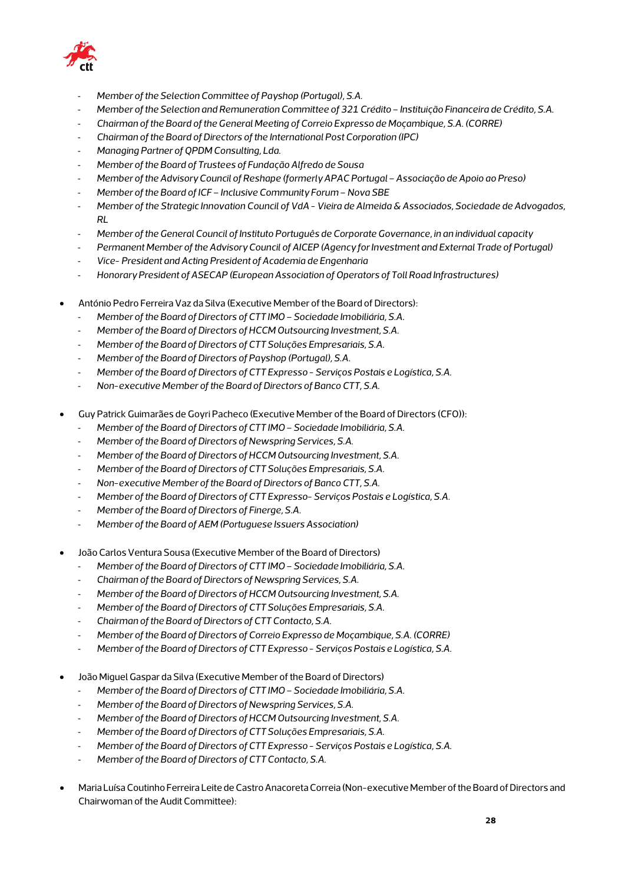- *Member of the Selection Committee of Payshop (Portugal), S.A.*
- *Member of the Selection and Remuneration Committee of 321 Crédito – Instituição Financeira de Crédito, S.A.*
- *Chairman of the Board of the General Meeting of Correio Expresso de Moçambique, S.A. (CORRE)*
- *Chairman of the Board of Directors of the International Post Corporation (IPC)*
- *Managing Partner of QPDM Consulting, Lda.*
- *Member of the Board of Trustees of Fundação Alfredo de Sousa*
- *Member of the Advisory Council of Reshape (formerly APAC Portugal – Associação de Apoio ao Preso)*
- *Member of the Board of ICF – Inclusive Community Forum – Nova SBE*
- *Member of the Strategic Innovation Council of VdA - Vieira de Almeida & Associados, Sociedade de Advogados, RL*
- *Member of the General Council of Instituto Português de Corporate Governance, in an individual capacity*
- *Permanent Member of the Advisory Council of AICEP (Agency for Investment and External Trade of Portugal)*
- *Vice- President and Acting President of Academia de Engenharia*
- *Honorary President of ASECAP (European Association of Operators of Toll Road Infrastructures)*

- António Pedro Ferreira Vaz da Silva (Executive Member of the Board of Directors):
  - *Member of the Board of Directors of CTT IMO – Sociedade Imobiliária, S.A.*
  - *Member of the Board of Directors of HCCM Outsourcing Investment, S.A.*
  - *Member of the Board of Directors of CTT Soluções Empresariais, S.A.*
  - *Member of the Board of Directors of Payshop (Portugal), S.A.*
  - *Member of the Board of Directors of CTT Expresso - Serviços Postais e Logística, S.A.*
  - *Non-executive Member of the Board of Directors of Banco CTT, S.A.*

- Guy Patrick Guimarães de Goyri Pacheco (Executive Member of the Board of Directors (CFO)):
  - *Member of the Board of Directors of CTT IMO – Sociedade Imobiliária, S.A.*
  - *Member of the Board of Directors of Newspring Services, S.A.*
  - *Member of the Board of Directors of HCCM Outsourcing Investment, S.A.*
  - *Member of the Board of Directors of CTT Soluções Empresariais, S.A.*
  - *Non-executive Member of the Board of Directors of Banco CTT, S.A.*
  - *Member of the Board of Directors of CTT Expresso- Serviços Postais e Logística, S.A.*
  - *Member of the Board of Directors of Finerge, S.A.*
  - *Member of the Board of AEM (Portuguese Issuers Association)*

- João Carlos Ventura Sousa (Executive Member of the Board of Directors)
  - *Member of the Board of Directors of CTT IMO – Sociedade Imobiliária, S.A.*
  - *Chairman of the Board of Directors of Newspring Services, S.A.*
  - *Member of the Board of Directors of HCCM Outsourcing Investment, S.A.*
  - *Member of the Board of Directors of CTT Soluções Empresariais, S.A.*
  - *Chairman of the Board of Directors of CTT Contacto, S.A.*
  - *Member of the Board of Directors of Correio Expresso de Moçambique, S.A. (CORRE)*
  - *Member of the Board of Directors of CTT Expresso - Serviços Postais e Logística, S.A.*

- João Miguel Gaspar da Silva (Executive Member of the Board of Directors)
  - *Member of the Board of Directors of CTT IMO – Sociedade Imobiliária, S.A.*
  - *Member of the Board of Directors of Newspring Services, S.A.*
  - *Member of the Board of Directors of HCCM Outsourcing Investment, S.A.*
  - *Member of the Board of Directors of CTT Soluções Empresariais, S.A.*
  - *Member of the Board of Directors of CTT Expresso - Serviços Postais e Logística, S.A.*
  - *Member of the Board of Directors of CTT Contacto, S.A.*

- Maria Luísa Coutinho Ferreira Leite de Castro Anacoreta Correia (Non-executive Member of the Board of Directors and Chairwoman of the Audit Committee):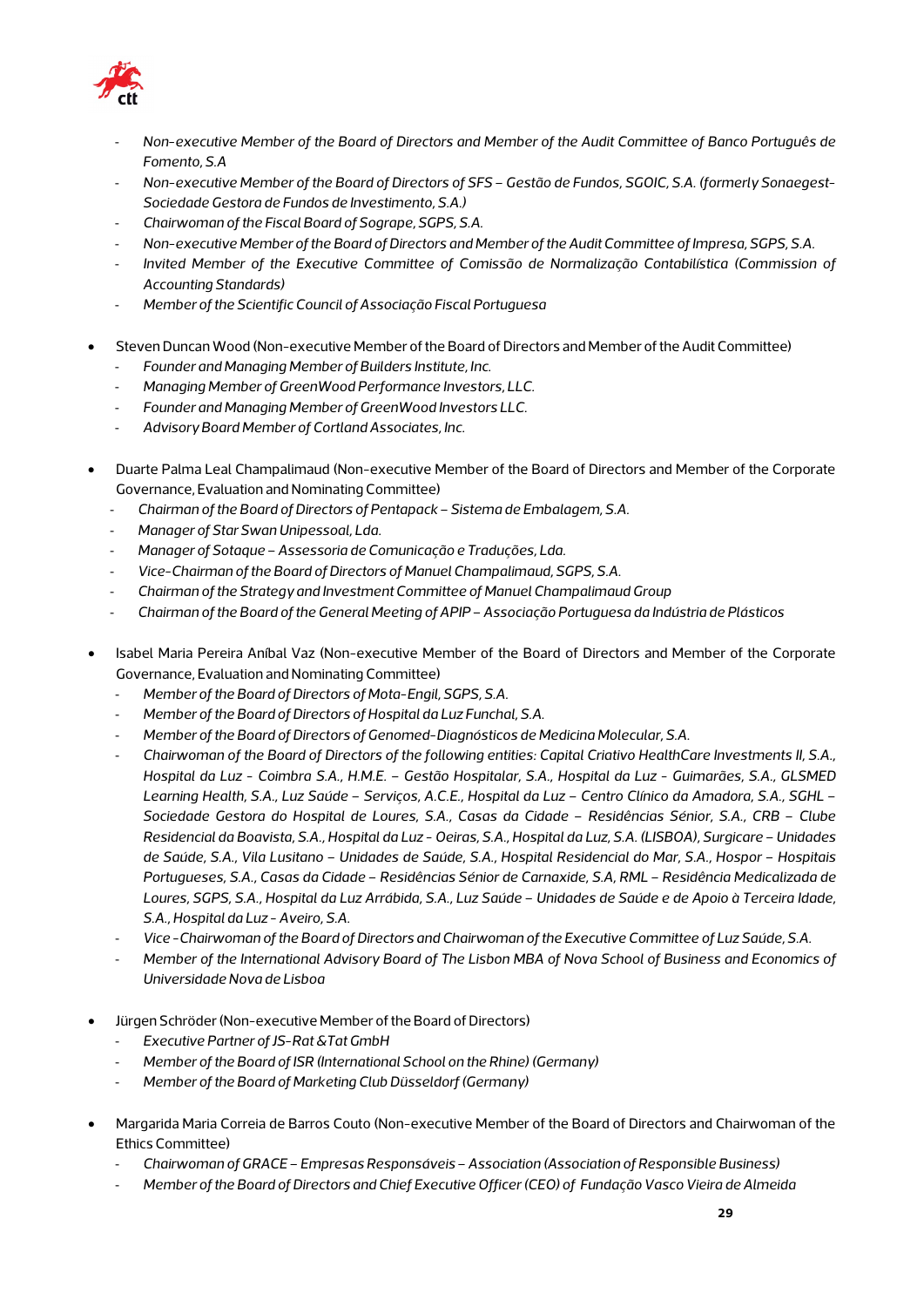- *Non-executive Member of the Board of Directors and Member of the Audit Committee of Banco Português de Fomento, S.A*
- *Non-executive Member of the Board of Directors of SFS – Gestão de Fundos, SGOIC, S.A. (formerly Sonaegest-Sociedade Gestora de Fundos de Investimento, S.A.)*
- *Chairwoman of the Fiscal Board of Sogrape, SGPS, S.A.*
- *Non-executive Member of the Board of Directors and Member of the Audit Committee of Impresa, SGPS, S.A.*
- *Invited Member of the Executive Committee of Comissão de Normalização Contabilística (Commission of Accounting Standards)*
- *Member of the Scientific Council of Associação Fiscal Portuguesa*

- Steven Duncan Wood (Non-executive Member of the Board of Directors and Member of the Audit Committee)
  - *Founder and Managing Member of Builders Institute, Inc.*
  - *Managing Member of GreenWood Performance Investors, LLC.*
  - *Founder and Managing Member of GreenWood Investors LLC.*
  - *Advisory Board Member of Cortland Associates, Inc.*

- Duarte Palma Leal Champalimaud (Non-executive Member of the Board of Directors and Member of the Corporate Governance, Evaluation and Nominating Committee)
  - *Chairman of the Board of Directors of Pentapack – Sistema de Embalagem, S.A.*
  - *Manager of Star Swan Unipessoal, Lda.*
  - *Manager of Sotaque – Assessoria de Comunicação e Traduções, Lda.*
  - *Vice-Chairman of the Board of Directors of Manuel Champalimaud, SGPS, S.A.*
  - *Chairman of the Strategy and Investment Committee of Manuel Champalimaud Group*
  - *Chairman of the Board of the General Meeting of APIP – Associação Portuguesa da Indústria de Plásticos*

- Isabel Maria Pereira Aníbal Vaz (Non-executive Member of the Board of Directors and Member of the Corporate Governance, Evaluation and Nominating Committee)
  - *Member of the Board of Directors of Mota-Engil, SGPS, S.A.*
  - *Member of the Board of Directors of Hospital da Luz Funchal, S.A.*
  - *Member of the Board of Directors of Genomed-Diagnósticos de Medicina Molecular, S.A.*
  - *Chairwoman of the Board of Directors of the following entities: Capital Criativo HealthCare Investments II, S.A., Hospital da Luz - Coimbra S.A., H.M.E. – Gestão Hospitalar, S.A., Hospital da Luz - Guimarães, S.A., GLSMED Learning Health, S.A., Luz Saúde – Serviços, A.C.E., Hospital da Luz – Centro Clínico da Amadora, S.A., SGHL – Sociedade Gestora do Hospital de Loures, S.A., Casas da Cidade – Residências Sénior, S.A., CRB – Clube Residencial da Boavista, S.A., Hospital da Luz - Oeiras, S.A., Hospital da Luz, S.A. (LISBOA), Surgicare – Unidades de Saúde, S.A., Vila Lusitano – Unidades de Saúde, S.A., Hospital Residencial do Mar, S.A., Hospor – Hospitais Portugueses, S.A., Casas da Cidade – Residências Sénior de Carnaxide, S.A, RML – Residência Medicalizada de Loures, SGPS, S.A., Hospital da Luz Arrábida, S.A., Luz Saúde – Unidades de Saúde e de Apoio à Terceira Idade, S.A., Hospital da Luz - Aveiro, S.A.*
  - *Vice -Chairwoman of the Board of Directors and Chairwoman of the Executive Committee of Luz Saúde, S.A.*
  - *Member of the International Advisory Board of The Lisbon MBA of Nova School of Business and Economics of Universidade Nova de Lisboa*

- Jürgen Schröder (Non-executive Member of the Board of Directors)
  - *Executive Partner of JS-Rat &Tat GmbH*
  - *Member of the Board of ISR (International School on the Rhine) (Germany)*
  - *Member of the Board of Marketing Club Düsseldorf (Germany)*

- Margarida Maria Correia de Barros Couto (Non-executive Member of the Board of Directors and Chairwoman of the Ethics Committee)
  - *Chairwoman of GRACE – Empresas Responsáveis – Association (Association of Responsible Business)*
  - *Member of the Board of Directors and Chief Executive Officer (CEO) of Fundação Vasco Vieira de Almeida*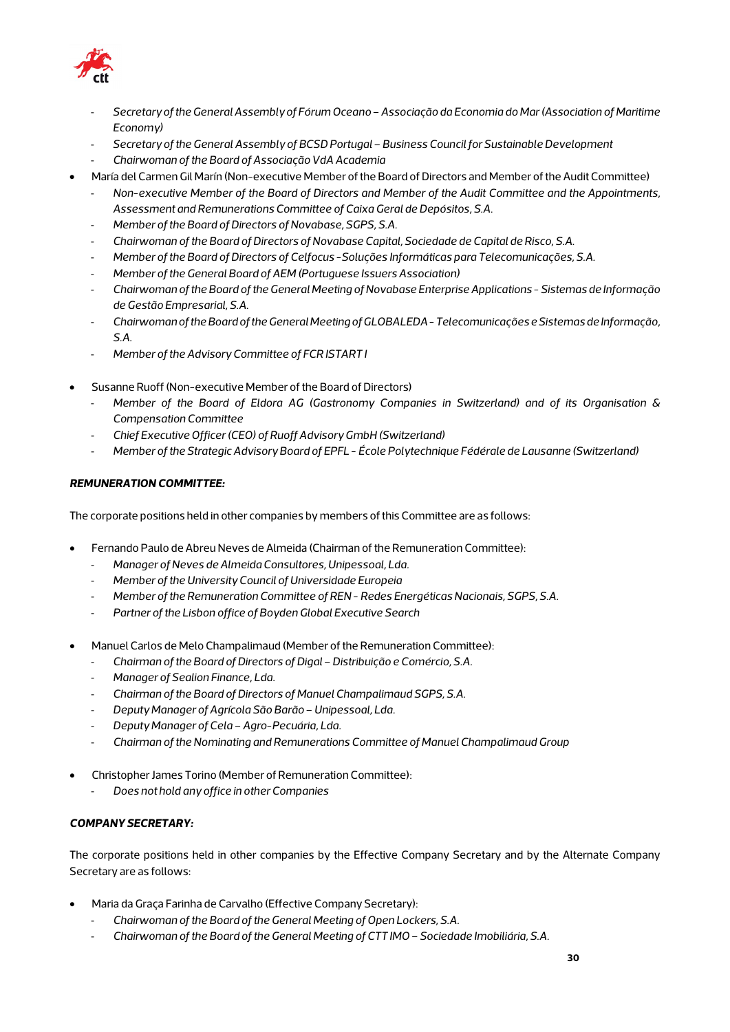- *Secretary of the General Assembly of Fórum Oceano – Associação da Economia do Mar (Association of Maritime Economy)*
  - *Secretary of the General Assembly of BCSD Portugal – Business Council for Sustainable Development*
  - *Chairwoman of the Board of Associação VdA Academia*
- María del Carmen Gil Marín (Non-executive Member of the Board of Directors and Member of the Audit Committee)
  - *Non-executive Member of the Board of Directors and Member of the Audit Committee and the Appointments, Assessment and Remunerations Committee of Caixa Geral de Depósitos, S.A.*
  - *Member of the Board of Directors of Novabase, SGPS, S.A.*
  - *Chairwoman of the Board of Directors of Novabase Capital, Sociedade de Capital de Risco, S.A.*
  - *Member of the Board of Directors of Celfocus -Soluções Informáticas para Telecomunicações, S.A.*
  - *Member of the General Board of AEM (Portuguese Issuers Association)*
  - *Chairwoman of the Board of the General Meeting of Novabase Enterprise Applications - Sistemas de Informação de Gestão Empresarial, S.A.*
  - *Chairwoman of the Board of the General Meeting of GLOBALEDA - Telecomunicações e Sistemas de Informação, S.A.*
  - *Member of the Advisory Committee of FCR ISTART I*

- Susanne Ruoff (Non-executive Member of the Board of Directors)
  - *Member of the Board of Eldora AG (Gastronomy Companies in Switzerland) and of its Organisation & Compensation Committee*
  - *Chief Executive Officer (CEO) of Ruoff Advisory GmbH (Switzerland)*
  - *Member of the Strategic Advisory Board of EPFL - École Polytechnique Fédérale de Lausanne (Switzerland)*

***REMUNERATION COMMITTEE:***

The corporate positions held in other companies by members of this Committee are as follows:

- Fernando Paulo de Abreu Neves de Almeida (Chairman of the Remuneration Committee):
  - *Manager of Neves de Almeida Consultores, Unipessoal, Lda.*
  - *Member of the University Council of Universidade Europeia*
  - *Member of the Remuneration Committee of REN - Redes Energéticas Nacionais, SGPS, S.A.*
  - *Partner of the Lisbon office of Boyden Global Executive Search*

- Manuel Carlos de Melo Champalimaud (Member of the Remuneration Committee):
  - *Chairman of the Board of Directors of Digal – Distribuição e Comércio, S.A.*
  - *Manager of Sealion Finance, Lda.*
  - *Chairman of the Board of Directors of Manuel Champalimaud SGPS, S.A.*
  - *Deputy Manager of Agrícola São Barão – Unipessoal, Lda.*
  - *Deputy Manager of Cela – Agro-Pecuária, Lda.*
  - *Chairman of the Nominating and Remunerations Committee of Manuel Champalimaud Group*

- Christopher James Torino (Member of Remuneration Committee):
  - *Does not hold any office in other Companies*

***COMPANY SECRETARY:***

The corporate positions held in other companies by the Effective Company Secretary and by the Alternate Company Secretary are as follows:

- Maria da Graça Farinha de Carvalho (Effective Company Secretary):
  - *Chairwoman of the Board of the General Meeting of Open Lockers, S.A.*
  - *Chairwoman of the Board of the General Meeting of CTT IMO – Sociedade Imobiliária, S.A.*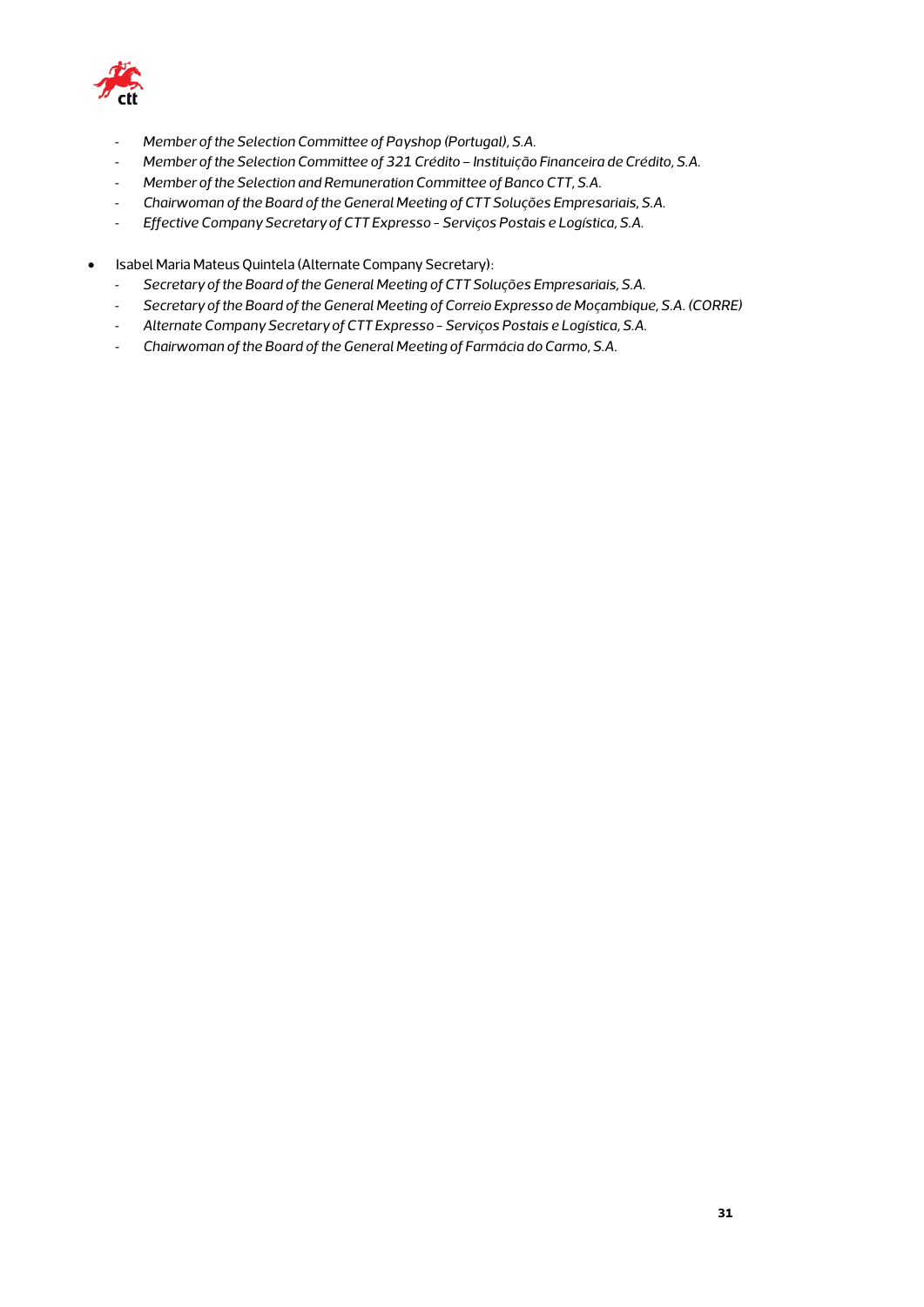- *Member of the Selection Committee of Payshop (Portugal), S.A.*
- *Member of the Selection Committee of 321 Crédito – Instituição Financeira de Crédito, S.A.*
- *Member of the Selection and Remuneration Committee of Banco CTT, S.A.*
- *Chairwoman of the Board of the General Meeting of CTT Soluções Empresariais, S.A.*
- *Effective Company Secretary of CTT Expresso - Serviços Postais e Logística, S.A.*

- Isabel Maria Mateus Quintela (Alternate Company Secretary):
  - *Secretary of the Board of the General Meeting of CTT Soluções Empresariais, S.A.*
  - *Secretary of the Board of the General Meeting of Correio Expresso de Moçambique, S.A. (CORRE)*
  - *Alternate Company Secretary of CTT Expresso - Serviços Postais e Logística, S.A.*
  - *Chairwoman of the Board of the General Meeting of Farmácia do Carmo, S.A.*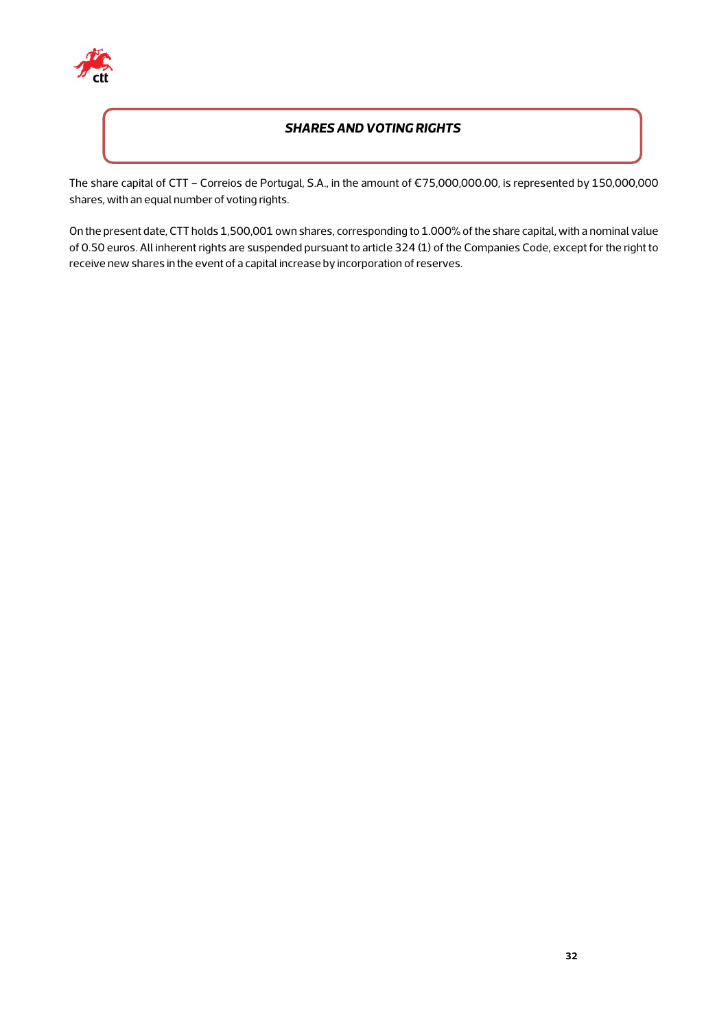## *SHARES AND VOTING RIGHTS*

The share capital of CTT – Correios de Portugal, S.A., in the amount of €75,000,000.00, is represented by 150,000,000 shares, with an equal number of voting rights.

On the present date, CTT holds 1,500,001 own shares, corresponding to 1.000% of the share capital, with a nominal value of 0.50 euros. All inherent rights are suspended pursuant to article 324 (1) of the Companies Code, except for the right to receive new shares in the event of a capital increase by incorporation of reserves.